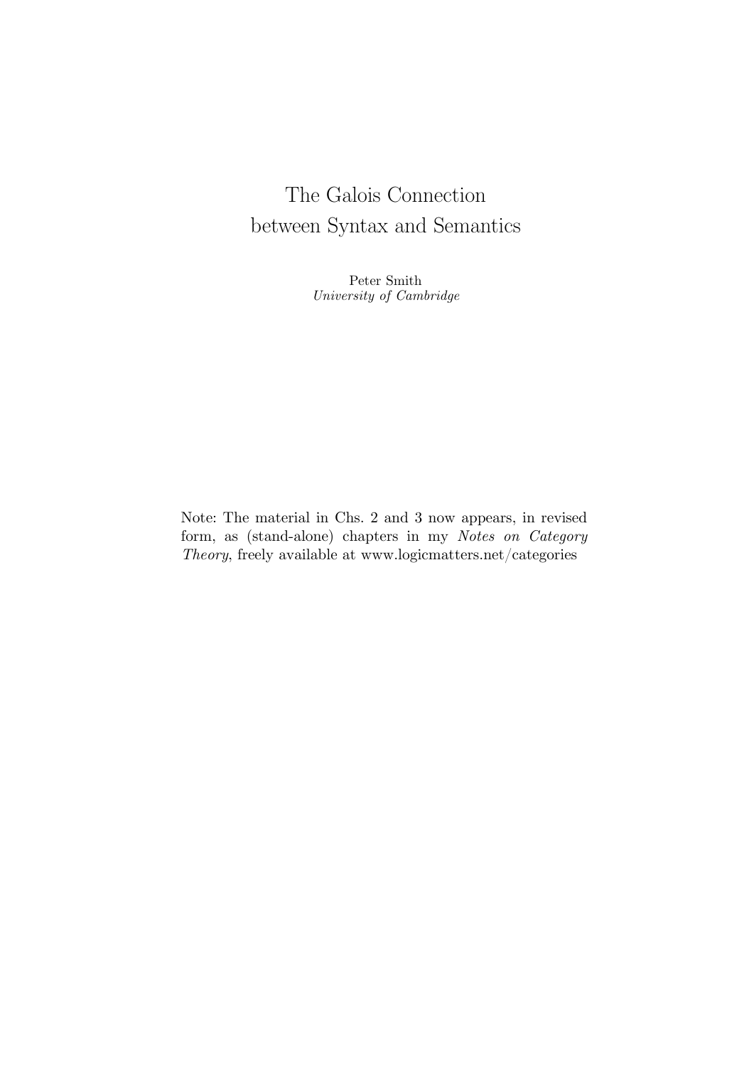# The Galois Connection between Syntax and Semantics

Peter Smith
*University of Cambridge*

Note: The material in Chs. 2 and 3 now appears, in revised form, as (stand-alone) chapters in my *Notes on Category Theory*, freely available at www.logicmatters.net/categories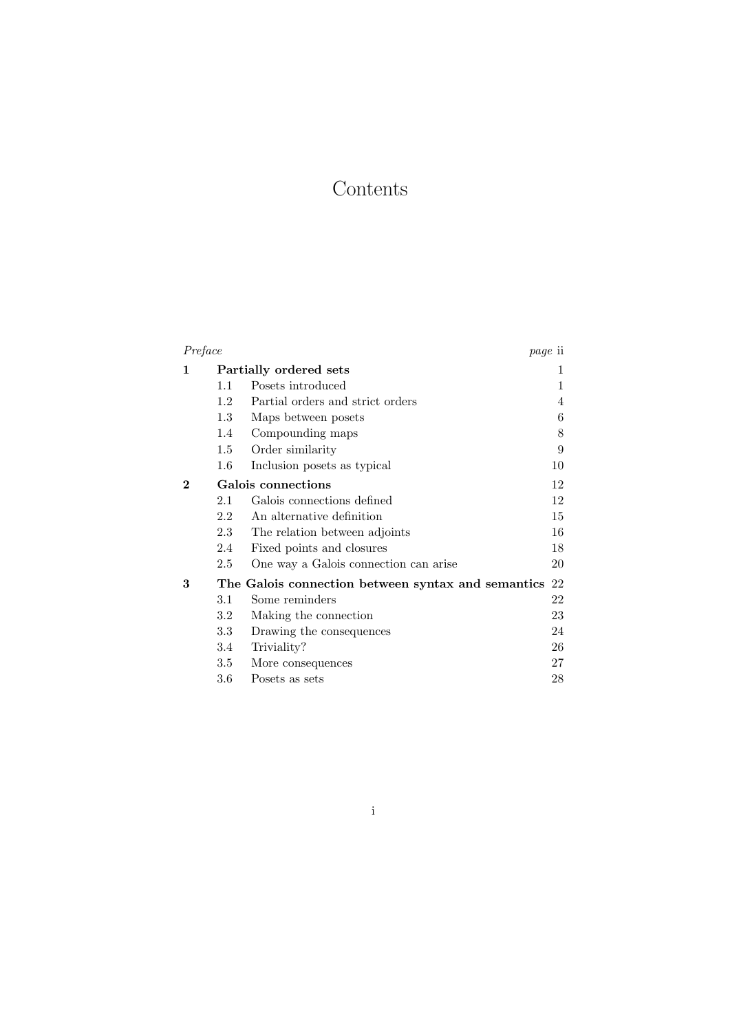# Contents

| | | |
|---|---|---|
| *Preface* | | *page* ii |
| **1** | **Partially ordered sets** | 1 |
| 1.1 | Posets introduced | 1 |
| 1.2 | Partial orders and strict orders | 4 |
| 1.3 | Maps between posets | 6 |
| 1.4 | Compounding maps | 8 |
| 1.5 | Order similarity | 9 |
| 1.6 | Inclusion posets as typical | 10 |
| **2** | **Galois connections** | 12 |
| 2.1 | Galois connections defined | 12 |
| 2.2 | An alternative definition | 15 |
| 2.3 | The relation between adjoints | 16 |
| 2.4 | Fixed points and closures | 18 |
| 2.5 | One way a Galois connection can arise | 20 |
| **3** | **The Galois connection between syntax and semantics** | 22 |
| 3.1 | Some reminders | 22 |
| 3.2 | Making the connection | 23 |
| 3.3 | Drawing the consequences | 24 |
| 3.4 | Triviality? | 26 |
| 3.5 | More consequences | 27 |
| 3.6 | Posets as sets | 28 |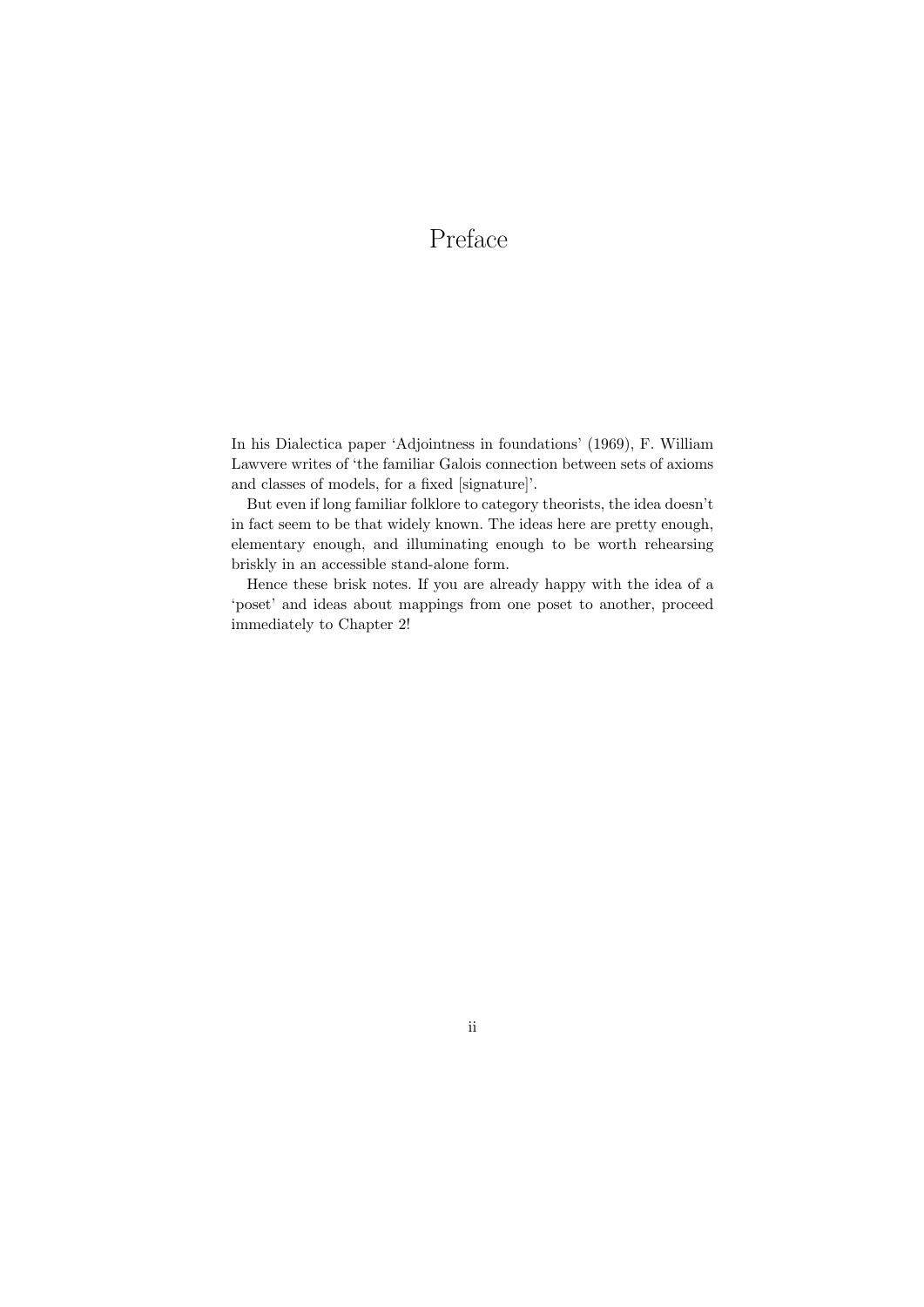# Preface

In his Dialectica paper 'Adjointness in foundations' (1969), F. William Lawvere writes of 'the familiar Galois connection between sets of axioms and classes of models, for a fixed [signature]'.

But even if long familiar folklore to category theorists, the idea doesn't in fact seem to be that widely known. The ideas here are pretty enough, elementary enough, and illuminating enough to be worth rehearsing briskly in an accessible stand-alone form.

Hence these brisk notes. If you are already happy with the idea of a 'poset' and ideas about mappings from one poset to another, proceed immediately to Chapter 2!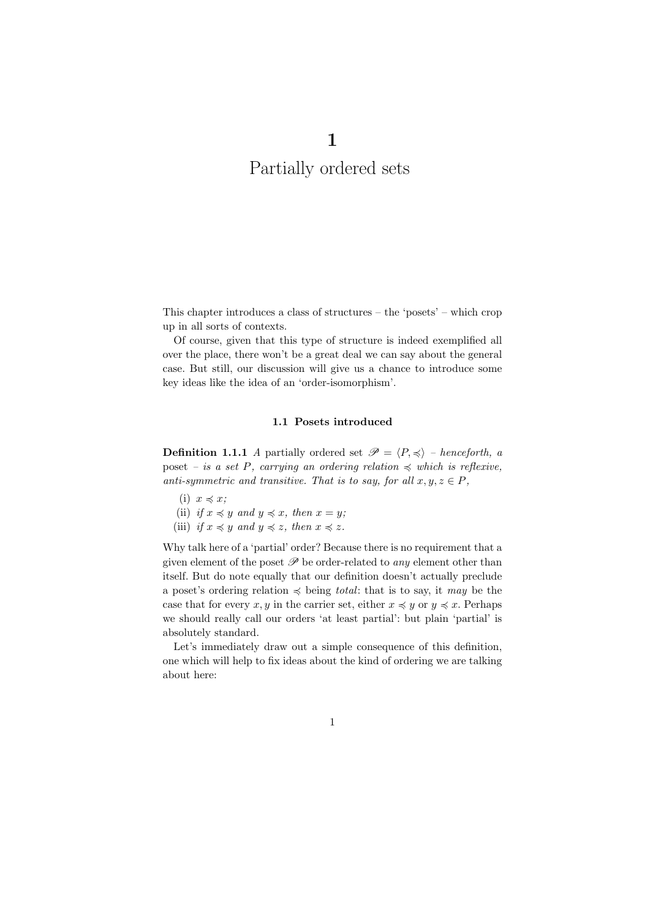# 1
# Partially ordered sets

This chapter introduces a class of structures – the 'posets' – which crop up in all sorts of contexts.

Of course, given that this type of structure is indeed exemplified all over the place, there won't be a great deal we can say about the general case. But still, our discussion will give us a chance to introduce some key ideas like the idea of an 'order-isomorphism'.

### 1.1 Posets introduced

**Definition 1.1.1** *A partially ordered set $\mathscr{P} = \langle P, \preccurlyeq \rangle$ – henceforth, a* poset *– is a set $P$, carrying an ordering relation $\preccurlyeq$ which is reflexive, anti-symmetric and transitive. That is to say, for all $x, y, z \in P$,*

(i) *$x \preccurlyeq x$;*
(ii) *if $x \preccurlyeq y$ and $y \preccurlyeq x$, then $x = y$;*
(iii) *if $x \preccurlyeq y$ and $y \preccurlyeq z$, then $x \preccurlyeq z$.*

Why talk here of a 'partial' order? Because there is no requirement that a given element of the poset $\mathscr{P}$ be order-related to *any* element other than itself. But do note equally that our definition doesn't actually preclude a poset's ordering relation $\preccurlyeq$ being *total*: that is to say, it *may* be the case that for every $x, y$ in the carrier set, either $x \preccurlyeq y$ or $y \preccurlyeq x$. Perhaps we should really call our orders 'at least partial': but plain 'partial' is absolutely standard.

Let's immediately draw out a simple consequence of this definition, one which will help to fix ideas about the kind of ordering we are talking about here: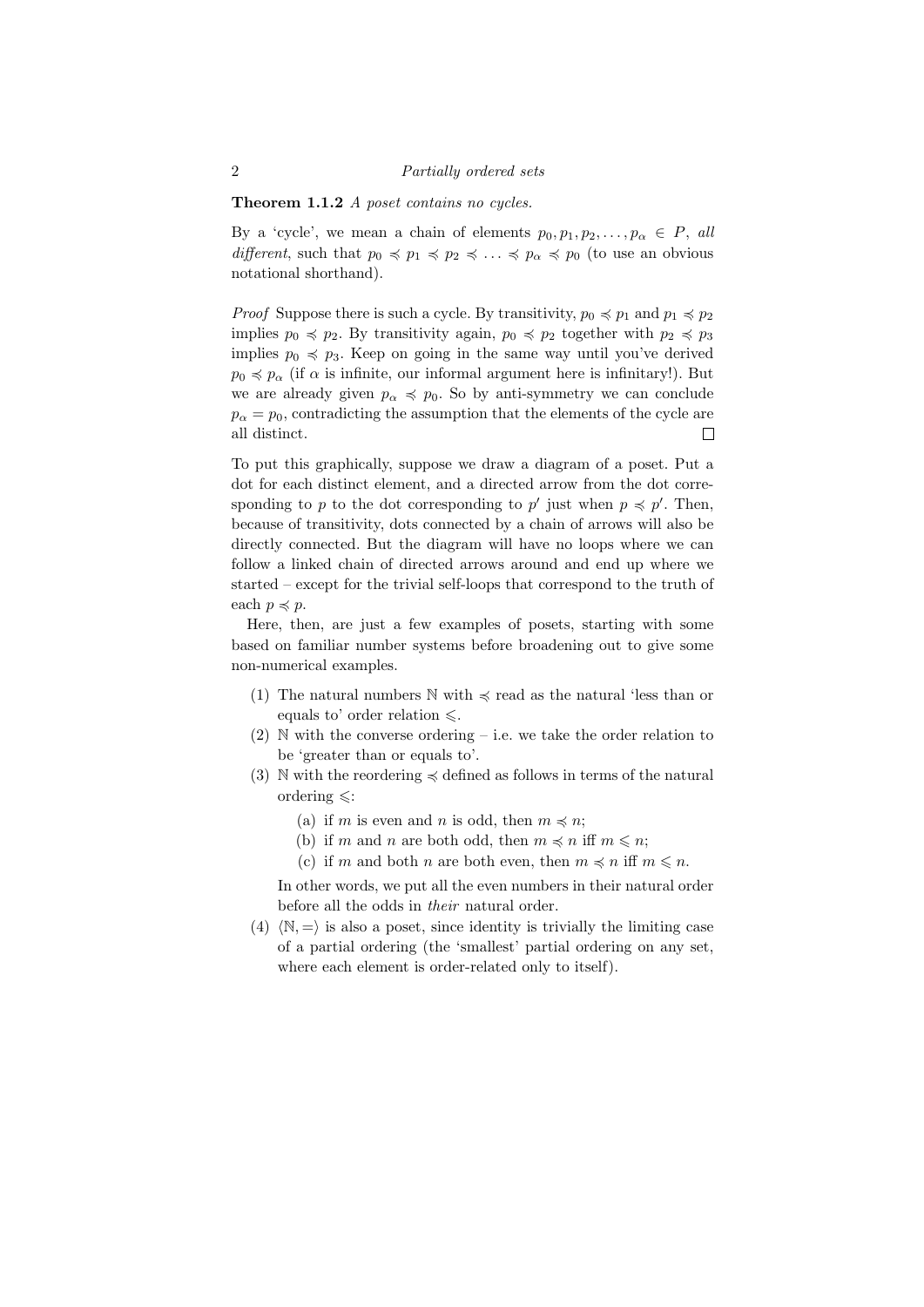**Theorem 1.1.2** *A poset contains no cycles.*

By a 'cycle', we mean a chain of elements $p_0, p_1, p_2, \ldots, p_\alpha \in P$, *all different*, such that $p_0 \preccurlyeq p_1 \preccurlyeq p_2 \preccurlyeq \ldots \preccurlyeq p_\alpha \preccurlyeq p_0$ (to use an obvious notational shorthand).

*Proof* Suppose there is such a cycle. By transitivity, $p_0 \preccurlyeq p_1$ and $p_1 \preccurlyeq p_2$ implies $p_0 \preccurlyeq p_2$. By transitivity again, $p_0 \preccurlyeq p_2$ together with $p_2 \preccurlyeq p_3$ implies $p_0 \preccurlyeq p_3$. Keep on going in the same way until you've derived $p_0 \preccurlyeq p_\alpha$ (if $\alpha$ is infinite, our informal argument here is infinitary!). But we are already given $p_\alpha \preccurlyeq p_0$. So by anti-symmetry we can conclude $p_\alpha = p_0$, contradicting the assumption that the elements of the cycle are all distinct. □

To put this graphically, suppose we draw a diagram of a poset. Put a dot for each distinct element, and a directed arrow from the dot corresponding to $p$ to the dot corresponding to $p'$ just when $p \preccurlyeq p'$. Then, because of transitivity, dots connected by a chain of arrows will also be directly connected. But the diagram will have no loops where we can follow a linked chain of directed arrows around and end up where we started – except for the trivial self-loops that correspond to the truth of each $p \preccurlyeq p$.

Here, then, are just a few examples of posets, starting with some based on familiar number systems before broadening out to give some non-numerical examples.

(1) The natural numbers $\mathbb{N}$ with $\preccurlyeq$ read as the natural 'less than or equals to' order relation $\leqslant$.

(2) $\mathbb{N}$ with the converse ordering – i.e. we take the order relation to be 'greater than or equals to'.

(3) $\mathbb{N}$ with the reordering $\preccurlyeq$ defined as follows in terms of the natural ordering $\leqslant$:

   (a) if $m$ is even and $n$ is odd, then $m \preccurlyeq n$;
   
   (b) if $m$ and $n$ are both odd, then $m \preccurlyeq n$ iff $m \leqslant n$;
   
   (c) if $m$ and both $n$ are both even, then $m \preccurlyeq n$ iff $m \leqslant n$.

   In other words, we put all the even numbers in their natural order before all the odds in *their* natural order.

(4) $\langle \mathbb{N}, = \rangle$ is also a poset, since identity is trivially the limiting case of a partial ordering (the 'smallest' partial ordering on any set, where each element is order-related only to itself).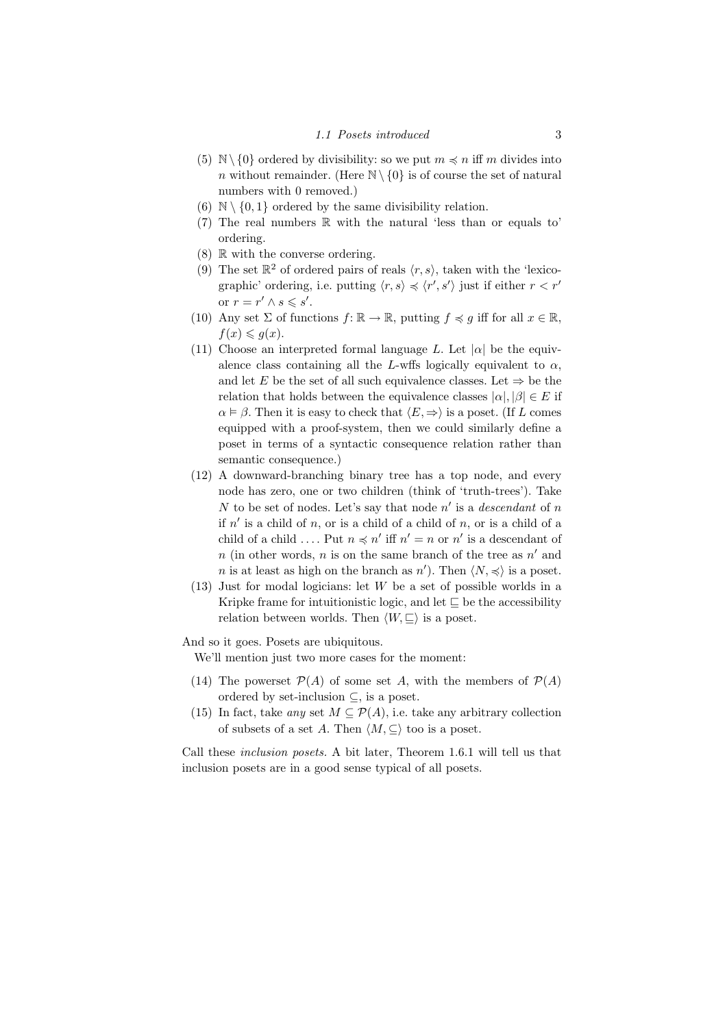(5) $\mathbb{N} \setminus \{0\}$ ordered by divisibility: so we put $m \preccurlyeq n$ iff $m$ divides into $n$ without remainder. (Here $\mathbb{N} \setminus \{0\}$ is of course the set of natural numbers with 0 removed.)

(6) $\mathbb{N} \setminus \{0, 1\}$ ordered by the same divisibility relation.

(7) The real numbers $\mathbb{R}$ with the natural 'less than or equals to' ordering.

(8) $\mathbb{R}$ with the converse ordering.

(9) The set $\mathbb{R}^2$ of ordered pairs of reals $\langle r, s\rangle$, taken with the 'lexicographic' ordering, i.e. putting $\langle r, s\rangle \preccurlyeq \langle r', s'\rangle$ just if either $r < r'$ or $r = r' \wedge s \leqslant s'$.

(10) Any set $\Sigma$ of functions $f\colon \mathbb{R} \to \mathbb{R}$, putting $f \preccurlyeq g$ iff for all $x \in \mathbb{R}$, $f(x) \leqslant g(x)$.

(11) Choose an interpreted formal language $L$. Let $|\alpha|$ be the equivalence class containing all the $L$-wffs logically equivalent to $\alpha$, and let $E$ be the set of all such equivalence classes. Let $\Rightarrow$ be the relation that holds between the equivalence classes $|\alpha|, |\beta| \in E$ if $\alpha \vDash \beta$. Then it is easy to check that $\langle E, \Rightarrow\rangle$ is a poset. (If $L$ comes equipped with a proof-system, then we could similarly define a poset in terms of a syntactic consequence relation rather than semantic consequence.)

(12) A downward-branching binary tree has a top node, and every node has zero, one or two children (think of 'truth-trees'). Take $N$ to be set of nodes. Let's say that node $n'$ is a *descendant* of $n$ if $n'$ is a child of $n$, or is a child of a child of $n$, or is a child of a child of a child .... Put $n \preccurlyeq n'$ iff $n' = n$ or $n'$ is a descendant of $n$ (in other words, $n$ is on the same branch of the tree as $n'$ and $n$ is at least as high on the branch as $n'$). Then $\langle N, \preccurlyeq\rangle$ is a poset.

(13) Just for modal logicians: let $W$ be a set of possible worlds in a Kripke frame for intuitionistic logic, and let $\sqsubseteq$ be the accessibility relation between worlds. Then $\langle W, \sqsubseteq\rangle$ is a poset.

And so it goes. Posets are ubiquitous.

We'll mention just two more cases for the moment:

(14) The powerset $\mathcal{P}(A)$ of some set $A$, with the members of $\mathcal{P}(A)$ ordered by set-inclusion $\subseteq$, is a poset.

(15) In fact, take *any* set $M \subseteq \mathcal{P}(A)$, i.e. take any arbitrary collection of subsets of a set $A$. Then $\langle M, \subseteq\rangle$ too is a poset.

Call these *inclusion posets*. A bit later, Theorem 1.6.1 will tell us that inclusion posets are in a good sense typical of all posets.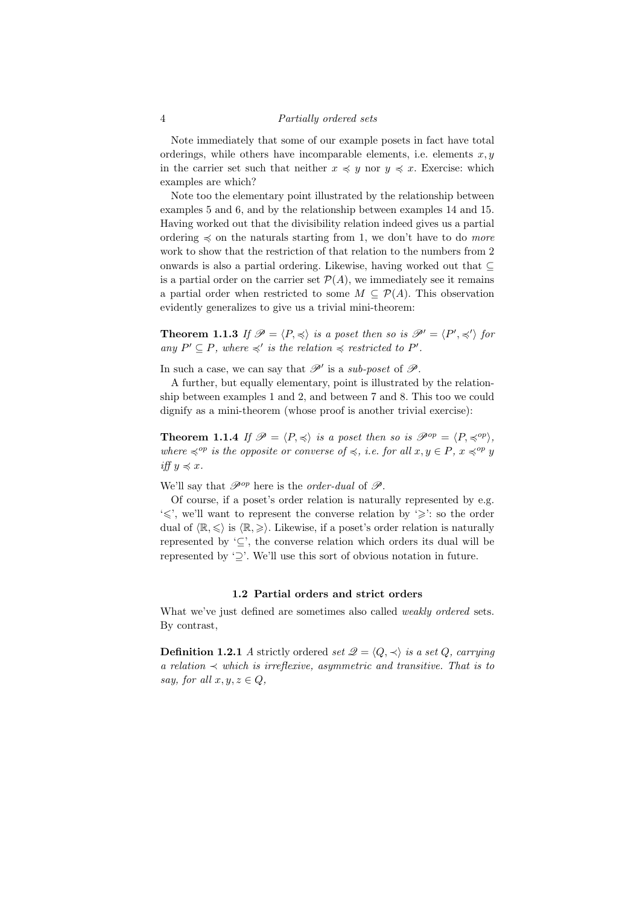Note immediately that some of our example posets in fact have total orderings, while others have incomparable elements, i.e. elements $x, y$ in the carrier set such that neither $x \preccurlyeq y$ nor $y \preccurlyeq x$. Exercise: which examples are which?

Note too the elementary point illustrated by the relationship between examples 5 and 6, and by the relationship between examples 14 and 15. Having worked out that the divisibility relation indeed gives us a partial ordering $\preccurlyeq$ on the naturals starting from 1, we don't have to do *more* work to show that the restriction of that relation to the numbers from 2 onwards is also a partial ordering. Likewise, having worked out that $\subseteq$ is a partial order on the carrier set $\mathcal{P}(A)$, we immediately see it remains a partial order when restricted to some $M \subseteq \mathcal{P}(A)$. This observation evidently generalizes to give us a trivial mini-theorem:

**Theorem 1.1.3** *If $\mathscr{P} = \langle P, \preccurlyeq \rangle$ is a poset then so is $\mathscr{P}' = \langle P', \preccurlyeq' \rangle$ for any $P' \subseteq P$, where $\preccurlyeq'$ is the relation $\preccurlyeq$ restricted to $P'$.*

In such a case, we can say that $\mathscr{P}'$ is a *sub-poset* of $\mathscr{P}$.

A further, but equally elementary, point is illustrated by the relationship between examples 1 and 2, and between 7 and 8. This too we could dignify as a mini-theorem (whose proof is another trivial exercise):

**Theorem 1.1.4** *If $\mathscr{P} = \langle P, \preccurlyeq \rangle$ is a poset then so is $\mathscr{P}^{op} = \langle P, \preccurlyeq^{op} \rangle$, where $\preccurlyeq^{op}$ is the opposite or converse of $\preccurlyeq$, i.e. for all $x, y \in P$, $x \preccurlyeq^{op} y$ iff $y \preccurlyeq x$.*

We'll say that $\mathscr{P}^{op}$ here is the *order-dual* of $\mathscr{P}$.

Of course, if a poset's order relation is naturally represented by e.g. '$\leqslant$', we'll want to represent the converse relation by '$\geqslant$': so the order dual of $\langle \mathbb{R}, \leqslant \rangle$ is $\langle \mathbb{R}, \geqslant \rangle$. Likewise, if a poset's order relation is naturally represented by '$\subseteq$', the converse relation which orders its dual will be represented by '$\supseteq$'. We'll use this sort of obvious notation in future.

## 1.2 Partial orders and strict orders

What we've just defined are sometimes also called *weakly ordered* sets. By contrast,

**Definition 1.2.1** A strictly ordered *set $\mathscr{Q} = \langle Q, \prec \rangle$ is a set $Q$, carrying a relation $\prec$ which is irreflexive, asymmetric and transitive. That is to say, for all $x, y, z \in Q$,*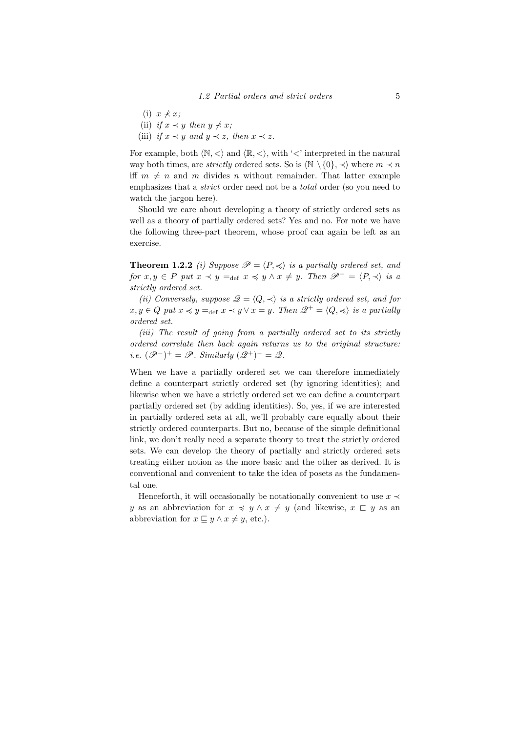(i) $x \nprec x$;
(ii) *if* $x \prec y$ *then* $y \nprec x$;
(iii) *if* $x \prec y$ *and* $y \prec z$, *then* $x \prec z$.

For example, both $\langle \mathbb{N}, < \rangle$ and $\langle \mathbb{R}, < \rangle$, with '$<$' interpreted in the natural way both times, are *strictly* ordered sets. So is $\langle \mathbb{N} \setminus \{0\}, \prec \rangle$ where $m \prec n$ iff $m \neq n$ and $m$ divides $n$ without remainder. That latter example emphasizes that a *strict* order need not be a *total* order (so you need to watch the jargon here).

Should we care about developing a theory of strictly ordered sets as well as a theory of partially ordered sets? Yes and no. For note we have the following three-part theorem, whose proof can again be left as an exercise.

**Theorem 1.2.2** *(i) Suppose* $\mathscr{P} = \langle P, \preccurlyeq \rangle$ *is a partially ordered set, and for* $x, y \in P$ *put* $x \prec y =_{\text{def}} x \preccurlyeq y \wedge x \neq y$. *Then* $\mathscr{P}^- = \langle P, \prec \rangle$ *is a strictly ordered set.*

*(ii) Conversely, suppose* $\mathscr{Q} = \langle Q, \prec \rangle$ *is a strictly ordered set, and for* $x, y \in Q$ *put* $x \preccurlyeq y =_{\text{def}} x \prec y \vee x = y$. *Then* $\mathscr{Q}^+ = \langle Q, \preccurlyeq \rangle$ *is a partially ordered set.*

*(iii) The result of going from a partially ordered set to its strictly ordered correlate then back again returns us to the original structure: i.e.* $(\mathscr{P}^-)^+ = \mathscr{P}$. *Similarly* $(\mathscr{Q}^+)^- = \mathscr{Q}$.

When we have a partially ordered set we can therefore immediately define a counterpart strictly ordered set (by ignoring identities); and likewise when we have a strictly ordered set we can define a counterpart partially ordered set (by adding identities). So, yes, if we are interested in partially ordered sets at all, we'll probably care equally about their strictly ordered counterparts. But no, because of the simple definitional link, we don't really need a separate theory to treat the strictly ordered sets. We can develop the theory of partially and strictly ordered sets treating either notion as the more basic and the other as derived. It is conventional and convenient to take the idea of posets as the fundamental one.

Henceforth, it will occasionally be notationally convenient to use $x \prec y$ as an abbreviation for $x \preccurlyeq y \wedge x \neq y$ (and likewise, $x \sqsubset y$ as an abbreviation for $x \sqsubseteq y \wedge x \neq y$, etc.).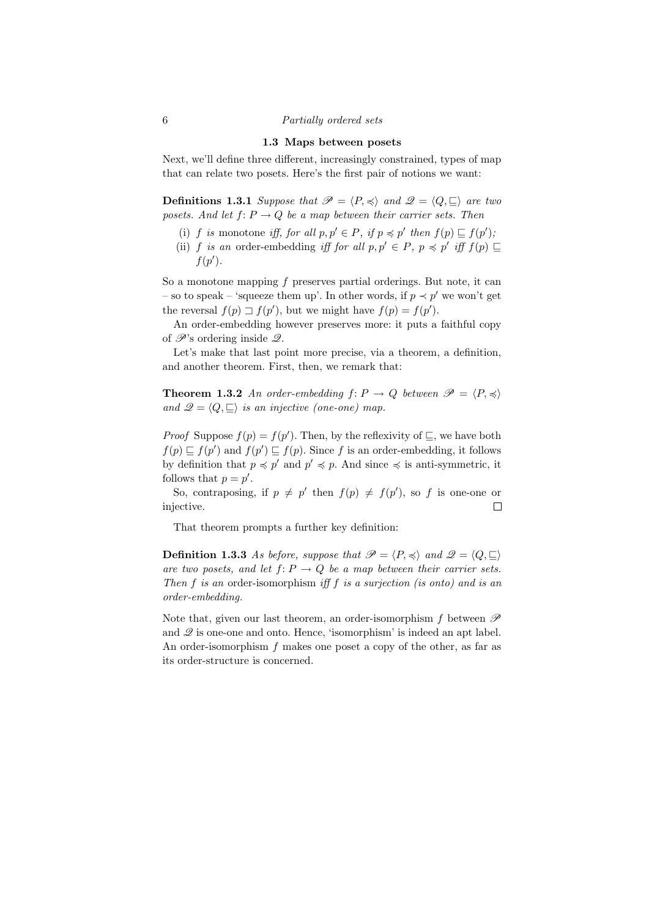### 1.3 Maps between posets

Next, we'll define three different, increasingly constrained, types of map that can relate two posets. Here's the first pair of notions we want:

**Definitions 1.3.1** *Suppose that $\mathscr{P} = \langle P, \preccurlyeq \rangle$ and $\mathscr{Q} = \langle Q, \sqsubseteq \rangle$ are two posets. And let $f\colon P \to Q$ be a map between their carrier sets. Then*

(i) *$f$ is* monotone *iff, for all $p, p' \in P$, if $p \preccurlyeq p'$ then $f(p) \sqsubseteq f(p')$;*

(ii) *$f$ is an* order-embedding *iff for all $p, p' \in P$, $p \preccurlyeq p'$ iff $f(p) \sqsubseteq f(p')$.*

So a monotone mapping $f$ preserves partial orderings. But note, it can – so to speak – 'squeeze them up'. In other words, if $p \prec p'$ we won't get the reversal $f(p) \sqsupset f(p')$, but we might have $f(p) = f(p')$.

An order-embedding however preserves more: it puts a faithful copy of $\mathscr{P}$'s ordering inside $\mathscr{Q}$.

Let's make that last point more precise, via a theorem, a definition, and another theorem. First, then, we remark that:

**Theorem 1.3.2** *An order-embedding $f\colon P \to Q$ between $\mathscr{P} = \langle P, \preccurlyeq \rangle$ and $\mathscr{Q} = \langle Q, \sqsubseteq \rangle$ is an injective (one-one) map.*

*Proof* Suppose $f(p) = f(p')$. Then, by the reflexivity of $\sqsubseteq$, we have both $f(p) \sqsubseteq f(p')$ and $f(p') \sqsubseteq f(p)$. Since $f$ is an order-embedding, it follows by definition that $p \preccurlyeq p'$ and $p' \preccurlyeq p$. And since $\preccurlyeq$ is anti-symmetric, it follows that $p = p'$.

So, contraposing, if $p \neq p'$ then $f(p) \neq f(p')$, so $f$ is one-one or injective. □

That theorem prompts a further key definition:

**Definition 1.3.3** *As before, suppose that $\mathscr{P} = \langle P, \preccurlyeq \rangle$ and $\mathscr{Q} = \langle Q, \sqsubseteq \rangle$ are two posets, and let $f\colon P \to Q$ be a map between their carrier sets. Then $f$ is an* order-isomorphism *iff $f$ is a surjection (is onto) and is an order-embedding.*

Note that, given our last theorem, an order-isomorphism $f$ between $\mathscr{P}$ and $\mathscr{Q}$ is one-one and onto. Hence, 'isomorphism' is indeed an apt label. An order-isomorphism $f$ makes one poset a copy of the other, as far as its order-structure is concerned.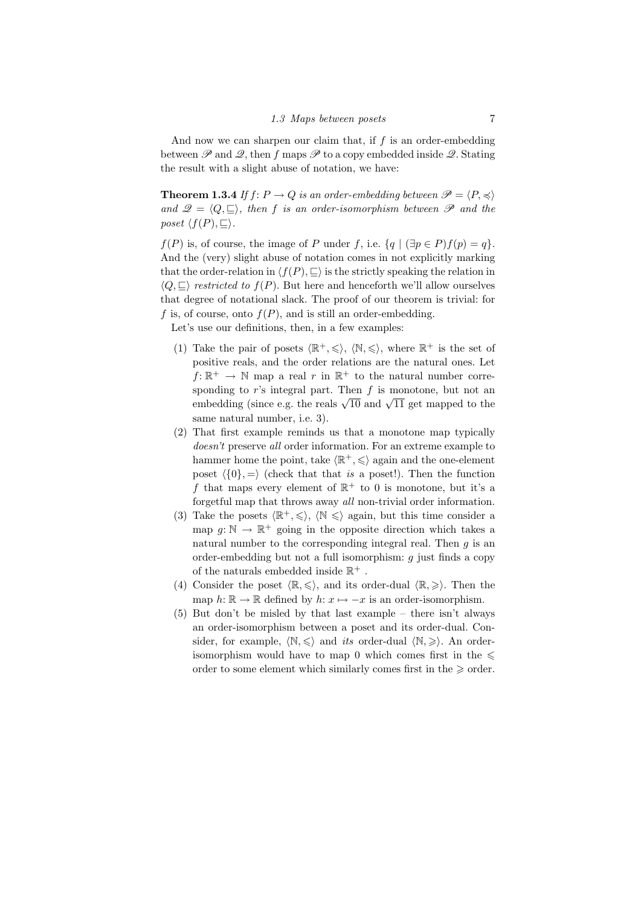And now we can sharpen our claim that, if $f$ is an order-embedding between $\mathscr{P}$ and $\mathscr{Q}$, then $f$ maps $\mathscr{P}$ to a copy embedded inside $\mathscr{Q}$. Stating the result with a slight abuse of notation, we have:

**Theorem 1.3.4** *If $f\colon P \to Q$ is an order-embedding between $\mathscr{P} = \langle P, \preccurlyeq\rangle$ and $\mathscr{Q} = \langle Q, \sqsubseteq\rangle$, then $f$ is an order-isomorphism between $\mathscr{P}$ and the poset $\langle f(P), \sqsubseteq\rangle$.*

$f(P)$ is, of course, the image of $P$ under $f$, i.e. $\{q \mid (\exists p \in P) f(p) = q\}$. And the (very) slight abuse of notation comes in not explicitly marking that the order-relation in $\langle f(P), \sqsubseteq\rangle$ is the strictly speaking the relation in $\langle Q, \sqsubseteq\rangle$ *restricted to* $f(P)$. But here and henceforth we'll allow ourselves that degree of notational slack. The proof of our theorem is trivial: for $f$ is, of course, onto $f(P)$, and is still an order-embedding.

Let's use our definitions, then, in a few examples:

1. Take the pair of posets $\langle \mathbb{R}^+, \leqslant\rangle$, $\langle \mathbb{N}, \leqslant\rangle$, where $\mathbb{R}^+$ is the set of positive reals, and the order relations are the natural ones. Let $f\colon \mathbb{R}^+ \to \mathbb{N}$ map a real $r$ in $\mathbb{R}^+$ to the natural number corresponding to $r$'s integral part. Then $f$ is monotone, but not an embedding (since e.g. the reals $\sqrt{10}$ and $\sqrt{11}$ get mapped to the same natural number, i.e. 3).
2. That first example reminds us that a monotone map typically *doesn't* preserve *all* order information. For an extreme example to hammer home the point, take $\langle \mathbb{R}^+, \leqslant\rangle$ again and the one-element poset $\langle \{0\}, =\rangle$ (check that that *is* a poset!). Then the function $f$ that maps every element of $\mathbb{R}^+$ to 0 is monotone, but it's a forgetful map that throws away *all* non-trivial order information.
3. Take the posets $\langle \mathbb{R}^+, \leqslant\rangle$, $\langle \mathbb{N} \leqslant\rangle$ again, but this time consider a map $g\colon \mathbb{N} \to \mathbb{R}^+$ going in the opposite direction which takes a natural number to the corresponding integral real. Then $g$ is an order-embedding but not a full isomorphism: $g$ just finds a copy of the naturals embedded inside $\mathbb{R}^+$ .
4. Consider the poset $\langle \mathbb{R}, \leqslant\rangle$, and its order-dual $\langle \mathbb{R}, \geqslant\rangle$. Then the map $h\colon \mathbb{R} \to \mathbb{R}$ defined by $h\colon x \mapsto -x$ is an order-isomorphism.
5. But don't be misled by that last example – there isn't always an order-isomorphism between a poset and its order-dual. Consider, for example, $\langle \mathbb{N}, \leqslant\rangle$ and *its* order-dual $\langle \mathbb{N}, \geqslant\rangle$. An order-isomorphism would have to map 0 which comes first in the $\leqslant$ order to some element which similarly comes first in the $\geqslant$ order.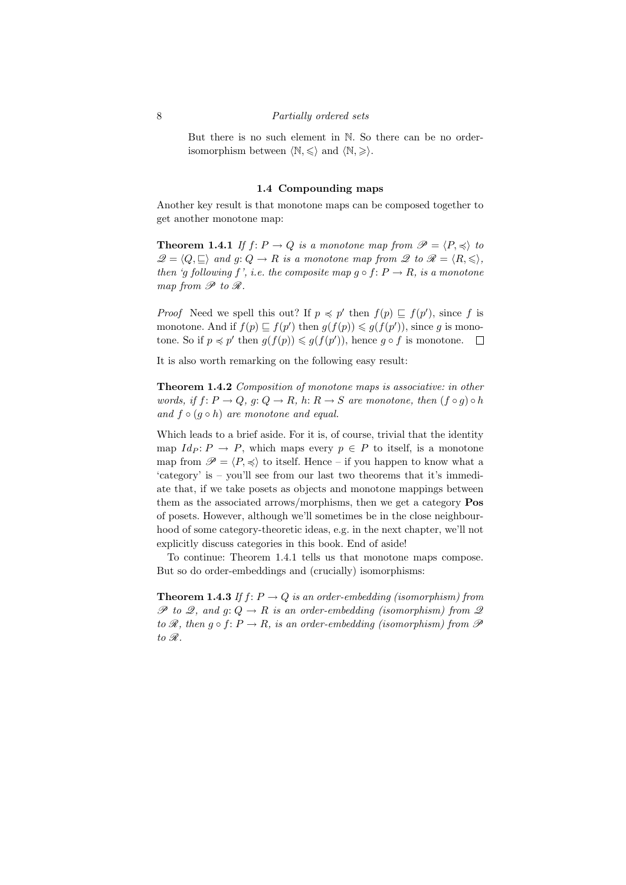But there is no such element in $\mathbb{N}$. So there can be no order-isomorphism between $\langle \mathbb{N}, \leqslant \rangle$ and $\langle \mathbb{N}, \geqslant \rangle$.

### 1.4 Compounding maps

Another key result is that monotone maps can be composed together to get another monotone map:

**Theorem 1.4.1** *If $f\colon P \to Q$ is a monotone map from $\mathscr{P} = \langle P, \preccurlyeq \rangle$ to $\mathscr{Q} = \langle Q, \sqsubseteq \rangle$ and $g\colon Q \to R$ is a monotone map from $\mathscr{Q}$ to $\mathscr{R} = \langle R, \leqslant \rangle$, then 'g following f', i.e. the composite map $g \circ f\colon P \to R$, is a monotone map from $\mathscr{P}$ to $\mathscr{R}$.*

*Proof* Need we spell this out? If $p \preccurlyeq p'$ then $f(p) \sqsubseteq f(p')$, since $f$ is monotone. And if $f(p) \sqsubseteq f(p')$ then $g(f(p)) \leqslant g(f(p'))$, since $g$ is monotone. So if $p \preccurlyeq p'$ then $g(f(p)) \leqslant g(f(p'))$, hence $g \circ f$ is monotone. $\square$

It is also worth remarking on the following easy result:

**Theorem 1.4.2** *Composition of monotone maps is associative: in other words, if $f\colon P \to Q$, $g\colon Q \to R$, $h\colon R \to S$ are monotone, then $(f \circ g) \circ h$ and $f \circ (g \circ h)$ are monotone and equal.*

Which leads to a brief aside. For it is, of course, trivial that the identity map $Id_P\colon P \to P$, which maps every $p \in P$ to itself, is a monotone map from $\mathscr{P} = \langle P, \preccurlyeq \rangle$ to itself. Hence – if you happen to know what a 'category' is – you'll see from our last two theorems that it's immediate that, if we take posets as objects and monotone mappings between them as the associated arrows/morphisms, then we get a category **Pos** of posets. However, although we'll sometimes be in the close neighbourhood of some category-theoretic ideas, e.g. in the next chapter, we'll not explicitly discuss categories in this book. End of aside!

To continue: Theorem 1.4.1 tells us that monotone maps compose. But so do order-embeddings and (crucially) isomorphisms:

**Theorem 1.4.3** *If $f\colon P \to Q$ is an order-embedding (isomorphism) from $\mathscr{P}$ to $\mathscr{Q}$, and $g\colon Q \to R$ is an order-embedding (isomorphism) from $\mathscr{Q}$ to $\mathscr{R}$, then $g \circ f\colon P \to R$, is an order-embedding (isomorphism) from $\mathscr{P}$ to $\mathscr{R}$.*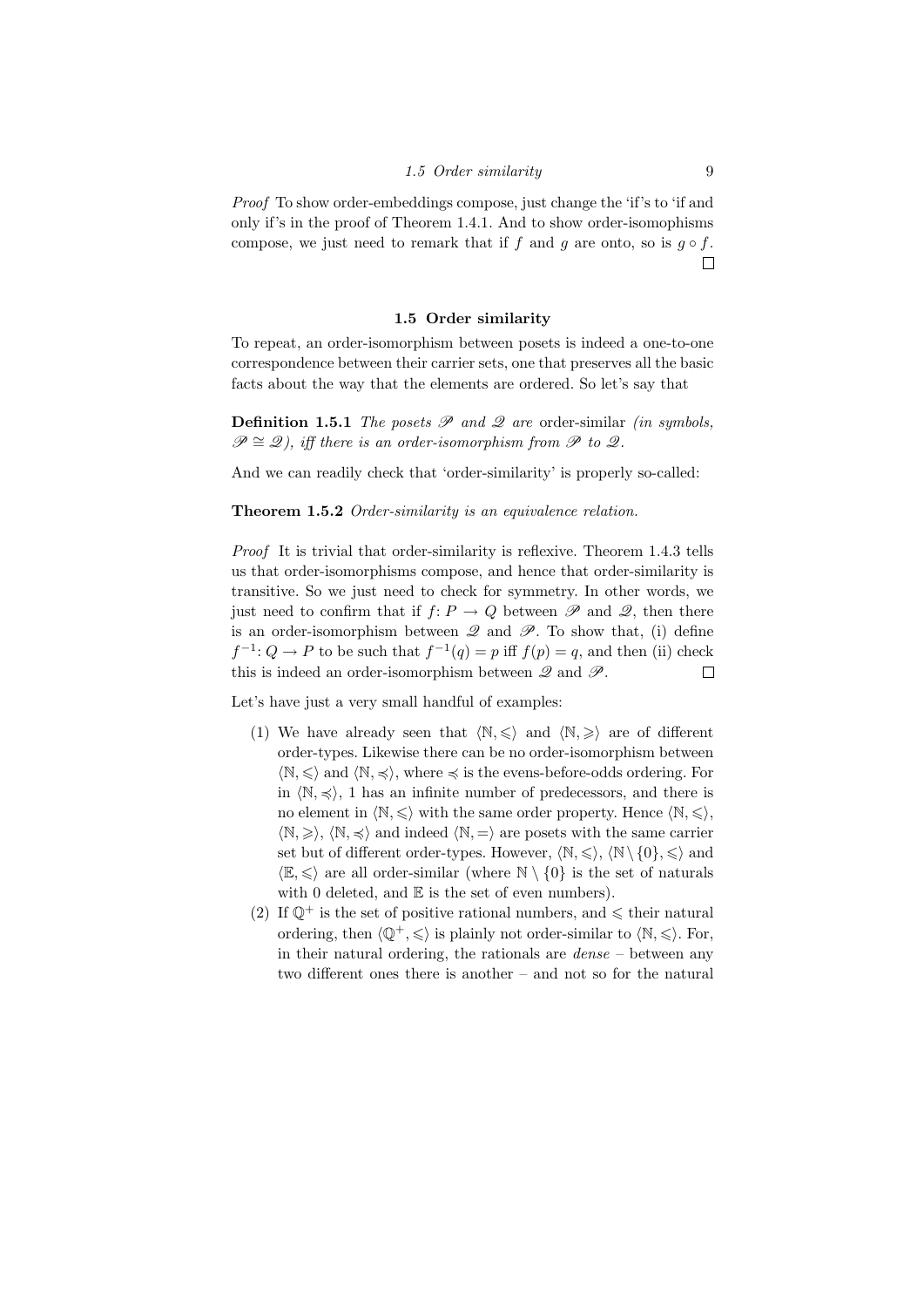*Proof* To show order-embeddings compose, just change the 'if's to 'if and only if's in the proof of Theorem 1.4.1. And to show order-isomophisms compose, we just need to remark that if $f$ and $g$ are onto, so is $g \circ f$. □

### 1.5 Order similarity

To repeat, an order-isomorphism between posets is indeed a one-to-one correspondence between their carrier sets, one that preserves all the basic facts about the way that the elements are ordered. So let's say that

**Definition 1.5.1** *The posets* $\mathscr{P}$ *and* $\mathscr{Q}$ *are* order-similar *(in symbols,* $\mathscr{P} \cong \mathscr{Q}$*), iff there is an order-isomorphism from* $\mathscr{P}$ *to* $\mathscr{Q}$*.*

And we can readily check that 'order-similarity' is properly so-called:

**Theorem 1.5.2** *Order-similarity is an equivalence relation.*

*Proof* It is trivial that order-similarity is reflexive. Theorem 1.4.3 tells us that order-isomorphisms compose, and hence that order-similarity is transitive. So we just need to check for symmetry. In other words, we just need to confirm that if $f\colon P \to Q$ between $\mathscr{P}$ and $\mathscr{Q}$, then there is an order-isomorphism between $\mathscr{Q}$ and $\mathscr{P}$. To show that, (i) define $f^{-1}\colon Q \to P$ to be such that $f^{-1}(q) = p$ iff $f(p) = q$, and then (ii) check this is indeed an order-isomorphism between $\mathscr{Q}$ and $\mathscr{P}$. □

Let's have just a very small handful of examples:

(1) We have already seen that $\langle \mathbb{N}, \leqslant \rangle$ and $\langle \mathbb{N}, \geqslant \rangle$ are of different order-types. Likewise there can be no order-isomorphism between $\langle \mathbb{N}, \leqslant \rangle$ and $\langle \mathbb{N}, \preccurlyeq \rangle$, where $\preccurlyeq$ is the evens-before-odds ordering. For in $\langle \mathbb{N}, \preccurlyeq \rangle$, 1 has an infinite number of predecessors, and there is no element in $\langle \mathbb{N}, \leqslant \rangle$ with the same order property. Hence $\langle \mathbb{N}, \leqslant \rangle$, $\langle \mathbb{N}, \geqslant \rangle$, $\langle \mathbb{N}, \preccurlyeq \rangle$ and indeed $\langle \mathbb{N}, = \rangle$ are posets with the same carrier set but of different order-types. However, $\langle \mathbb{N}, \leqslant \rangle$, $\langle \mathbb{N} \setminus \{0\}, \leqslant \rangle$ and $\langle \mathbb{E}, \leqslant \rangle$ are all order-similar (where $\mathbb{N} \setminus \{0\}$ is the set of naturals with 0 deleted, and $\mathbb{E}$ is the set of even numbers).

(2) If $\mathbb{Q}^+$ is the set of positive rational numbers, and $\leqslant$ their natural ordering, then $\langle \mathbb{Q}^+, \leqslant \rangle$ is plainly not order-similar to $\langle \mathbb{N}, \leqslant \rangle$. For, in their natural ordering, the rationals are *dense* – between any two different ones there is another – and not so for the natural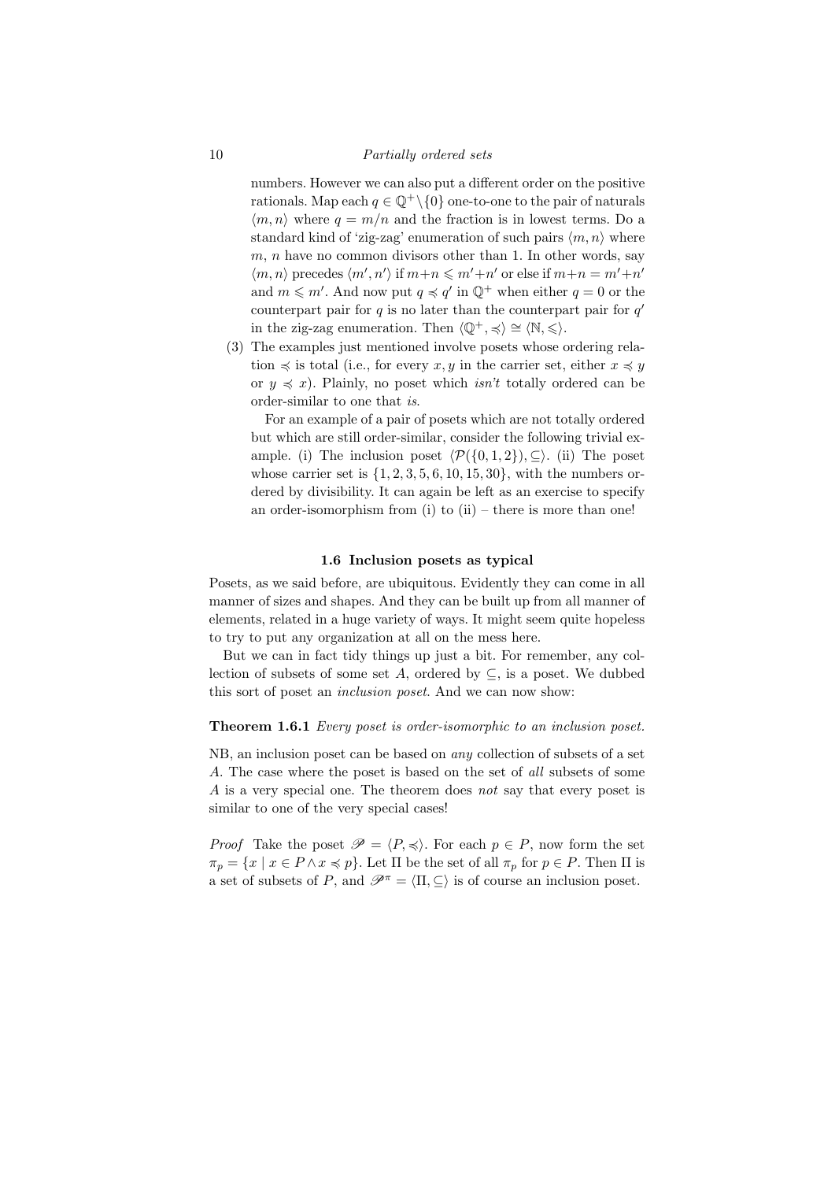numbers. However we can also put a different order on the positive rationals. Map each $q \in \mathbb{Q}^+ \setminus \{0\}$ one-to-one to the pair of naturals $\langle m, n \rangle$ where $q = m/n$ and the fraction is in lowest terms. Do a standard kind of 'zig-zag' enumeration of such pairs $\langle m, n \rangle$ where $m$, $n$ have no common divisors other than 1. In other words, say $\langle m, n \rangle$ precedes $\langle m', n' \rangle$ if $m+n \leqslant m'+n'$ or else if $m+n = m'+n'$ and $m \leqslant m'$. And now put $q \preccurlyeq q'$ in $\mathbb{Q}^+$ when either $q = 0$ or the counterpart pair for $q$ is no later than the counterpart pair for $q'$ in the zig-zag enumeration. Then $\langle \mathbb{Q}^+, \preccurlyeq \rangle \cong \langle \mathbb{N}, \leqslant \rangle$.

(3) The examples just mentioned involve posets whose ordering relation $\preccurlyeq$ is total (i.e., for every $x, y$ in the carrier set, either $x \preccurlyeq y$ or $y \preccurlyeq x$). Plainly, no poset which *isn't* totally ordered can be order-similar to one that *is*.

For an example of a pair of posets which are not totally ordered but which are still order-similar, consider the following trivial example. (i) The inclusion poset $\langle \mathcal{P}(\{0, 1, 2\}), \subseteq \rangle$. (ii) The poset whose carrier set is $\{1, 2, 3, 5, 6, 10, 15, 30\}$, with the numbers ordered by divisibility. It can again be left as an exercise to specify an order-isomorphism from (i) to (ii) – there is more than one!

### 1.6 Inclusion posets as typical

Posets, as we said before, are ubiquitous. Evidently they can come in all manner of sizes and shapes. And they can be built up from all manner of elements, related in a huge variety of ways. It might seem quite hopeless to try to put any organization at all on the mess here.

But we can in fact tidy things up just a bit. For remember, any collection of subsets of some set $A$, ordered by $\subseteq$, is a poset. We dubbed this sort of poset an *inclusion poset*. And we can now show:

**Theorem 1.6.1** *Every poset is order-isomorphic to an inclusion poset.*

NB, an inclusion poset can be based on *any* collection of subsets of a set $A$. The case where the poset is based on the set of *all* subsets of some $A$ is a very special one. The theorem does *not* say that every poset is similar to one of the very special cases!

*Proof* Take the poset $\mathscr{P} = \langle P, \preccurlyeq \rangle$. For each $p \in P$, now form the set $\pi_p = \{x \mid x \in P \wedge x \preccurlyeq p\}$. Let $\Pi$ be the set of all $\pi_p$ for $p \in P$. Then $\Pi$ is a set of subsets of $P$, and $\mathscr{P}^\pi = \langle \Pi, \subseteq \rangle$ is of course an inclusion poset.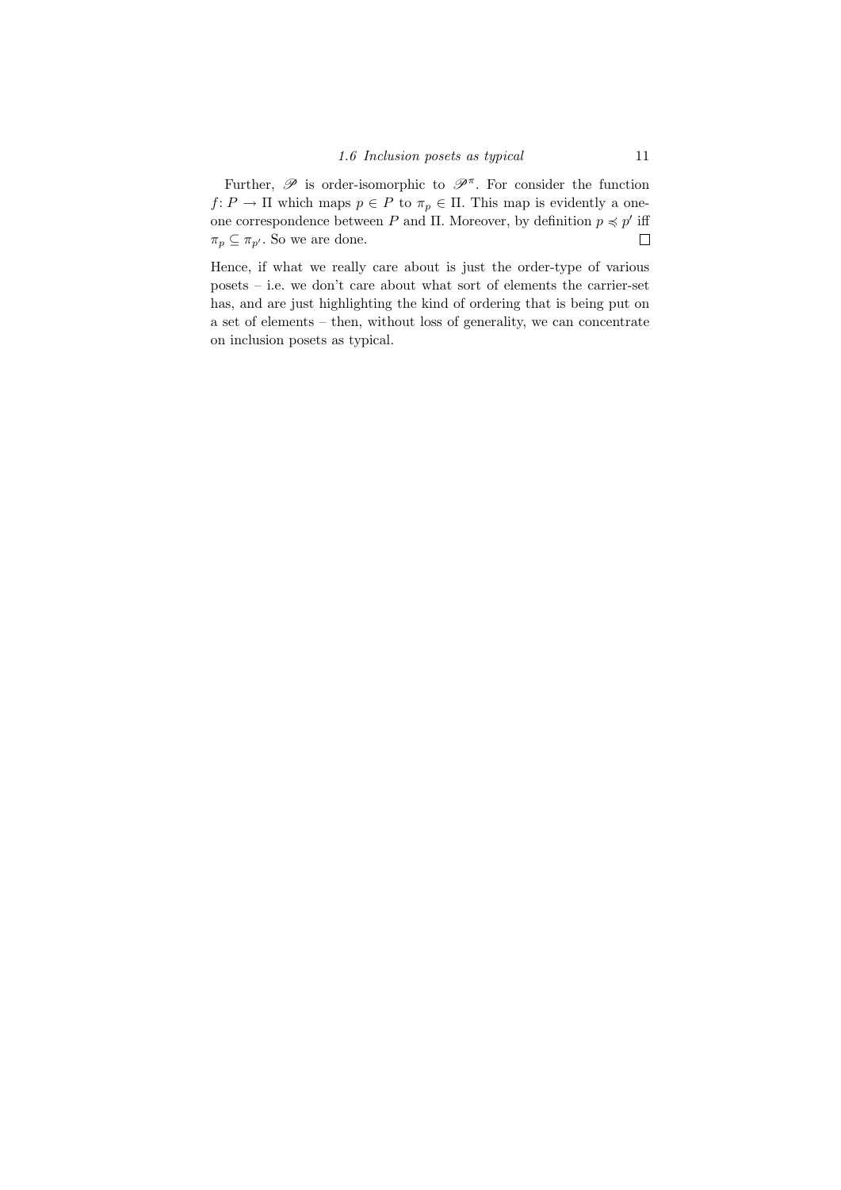Further, $\mathscr{P}$ is order-isomorphic to $\mathscr{P}^\pi$. For consider the function $f\colon P \to \Pi$ which maps $p \in P$ to $\pi_p \in \Pi$. This map is evidently a one-one correspondence between $P$ and $\Pi$. Moreover, by definition $p \preccurlyeq p'$ iff $\pi_p \subseteq \pi_{p'}$. So we are done. $\square$

Hence, if what we really care about is just the order-type of various posets – i.e. we don't care about what sort of elements the carrier-set has, and are just highlighting the kind of ordering that is being put on a set of elements – then, without loss of generality, we can concentrate on inclusion posets as typical.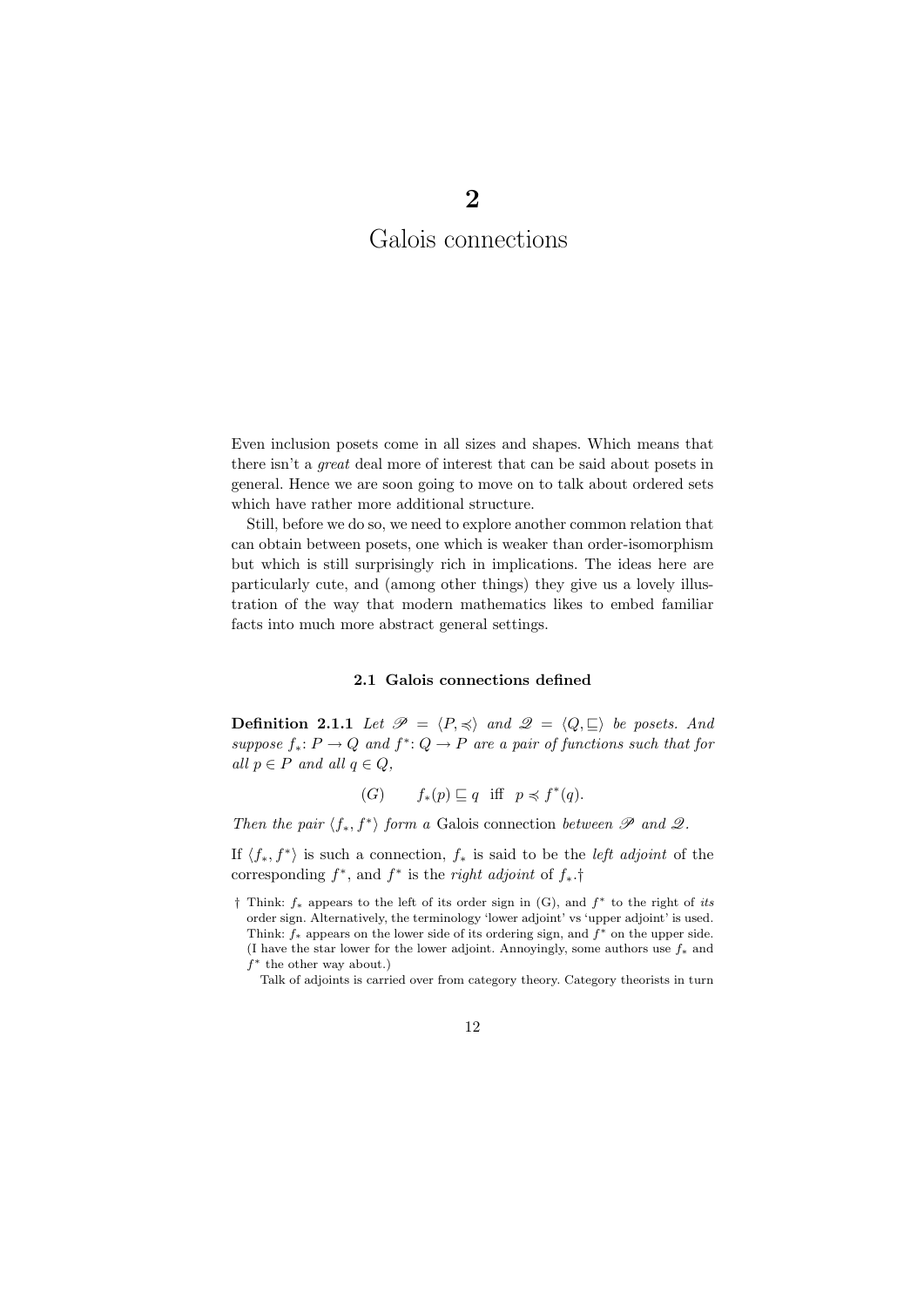# 2 Galois connections

Even inclusion posets come in all sizes and shapes. Which means that there isn't a *great* deal more of interest that can be said about posets in general. Hence we are soon going to move on to talk about ordered sets which have rather more additional structure.

Still, before we do so, we need to explore another common relation that can obtain between posets, one which is weaker than order-isomorphism but which is still surprisingly rich in implications. The ideas here are particularly cute, and (among other things) they give us a lovely illustration of the way that modern mathematics likes to embed familiar facts into much more abstract general settings.

## 2.1 Galois connections defined

**Definition 2.1.1** *Let $\mathscr{P} = \langle P, \preccurlyeq \rangle$ and $\mathscr{Q} = \langle Q, \sqsubseteq \rangle$ be posets. And suppose $f_*\colon P \to Q$ and $f^*\colon Q \to P$ are a pair of functions such that for all $p \in P$ and all $q \in Q$,*

$$(G) \qquad f_*(p) \sqsubseteq q \ \text{ iff } \ p \preccurlyeq f^*(q).$$

*Then the pair $\langle f_*, f^* \rangle$ form a* Galois connection *between $\mathscr{P}$ and $\mathscr{Q}$.*

If $\langle f_*, f^* \rangle$ is such a connection, $f_*$ is said to be the *left adjoint* of the corresponding $f^*$, and $f^*$ is the *right adjoint* of $f_*$.†

† Think: $f_*$ appears to the left of its order sign in (G), and $f^*$ to the right of *its* order sign. Alternatively, the terminology 'lower adjoint' vs 'upper adjoint' is used. Think: $f_*$ appears on the lower side of its ordering sign, and $f^*$ on the upper side. (I have the star lower for the lower adjoint. Annoyingly, some authors use $f_*$ and $f^*$ the other way about.)

Talk of adjoints is carried over from category theory. Category theorists in turn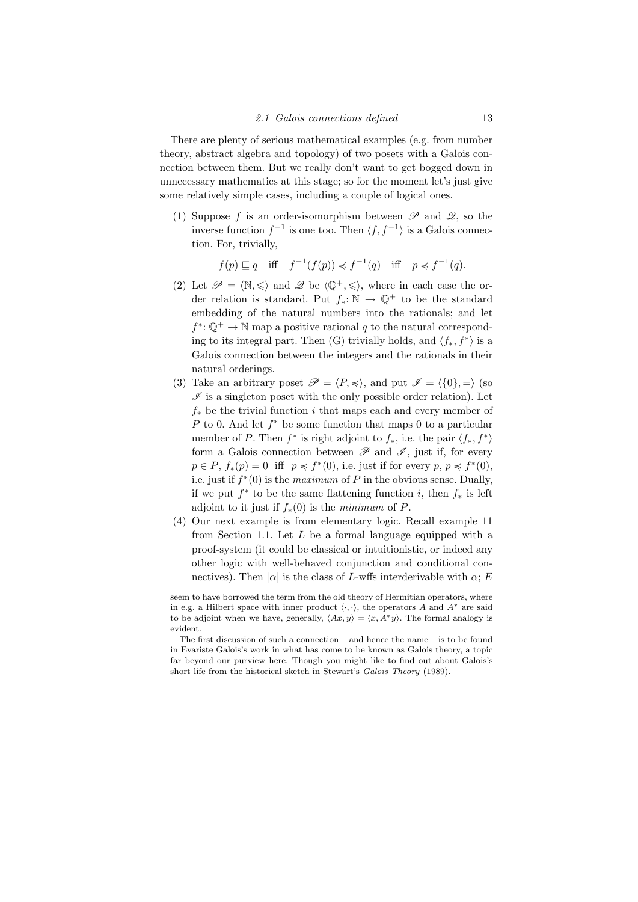There are plenty of serious mathematical examples (e.g. from number theory, abstract algebra and topology) of two posets with a Galois connection between them. But we really don't want to get bogged down in unnecessary mathematics at this stage; so for the moment let's just give some relatively simple cases, including a couple of logical ones.

(1) Suppose $f$ is an order-isomorphism between $\mathscr{P}$ and $\mathscr{Q}$, so the inverse function $f^{-1}$ is one too. Then $\langle f, f^{-1}\rangle$ is a Galois connection. For, trivially,

$$f(p) \sqsubseteq q \quad \text{iff} \quad f^{-1}(f(p)) \preccurlyeq f^{-1}(q) \quad \text{iff} \quad p \preccurlyeq f^{-1}(q).$$

(2) Let $\mathscr{P} = \langle \mathbb{N}, \leqslant\rangle$ and $\mathscr{Q}$ be $\langle \mathbb{Q}^+, \leqslant\rangle$, where in each case the order relation is standard. Put $f_*\colon \mathbb{N} \to \mathbb{Q}^+$ to be the standard embedding of the natural numbers into the rationals; and let $f^*\colon \mathbb{Q}^+ \to \mathbb{N}$ map a positive rational $q$ to the natural corresponding to its integral part. Then (G) trivially holds, and $\langle f_*, f^*\rangle$ is a Galois connection between the integers and the rationals in their natural orderings.

(3) Take an arbitrary poset $\mathscr{P} = \langle P, \preccurlyeq\rangle$, and put $\mathscr{I} = \langle \{0\}, =\rangle$ (so $\mathscr{I}$ is a singleton poset with the only possible order relation). Let $f_*$ be the trivial function $i$ that maps each and every member of $P$ to 0. And let $f^*$ be some function that maps 0 to a particular member of $P$. Then $f^*$ is right adjoint to $f_*$, i.e. the pair $\langle f_*, f^*\rangle$ form a Galois connection between $\mathscr{P}$ and $\mathscr{I}$, just if, for every $p \in P$, $f_*(p) = 0$ iff $p \preccurlyeq f^*(0)$, i.e. just if for every $p$, $p \preccurlyeq f^*(0)$, i.e. just if $f^*(0)$ is the *maximum* of $P$ in the obvious sense. Dually, if we put $f^*$ to be the same flattening function $i$, then $f_*$ is left adjoint to it just if $f_*(0)$ is the *minimum* of $P$.

(4) Our next example is from elementary logic. Recall example 11 from Section 1.1. Let $L$ be a formal language equipped with a proof-system (it could be classical or intuitionistic, or indeed any other logic with well-behaved conjunction and conditional connectives). Then $|\alpha|$ is the class of $L$-wffs interderivable with $\alpha$; $E$

seem to have borrowed the term from the old theory of Hermitian operators, where in e.g. a Hilbert space with inner product $\langle\cdot,\cdot\rangle$, the operators $A$ and $A^*$ are said to be adjoint when we have, generally, $\langle Ax, y\rangle = \langle x, A^*y\rangle$. The formal analogy is evident.

The first discussion of such a connection – and hence the name – is to be found in Evariste Galois's work in what has come to be known as Galois theory, a topic far beyond our purview here. Though you might like to find out about Galois's short life from the historical sketch in Stewart's *Galois Theory* (1989).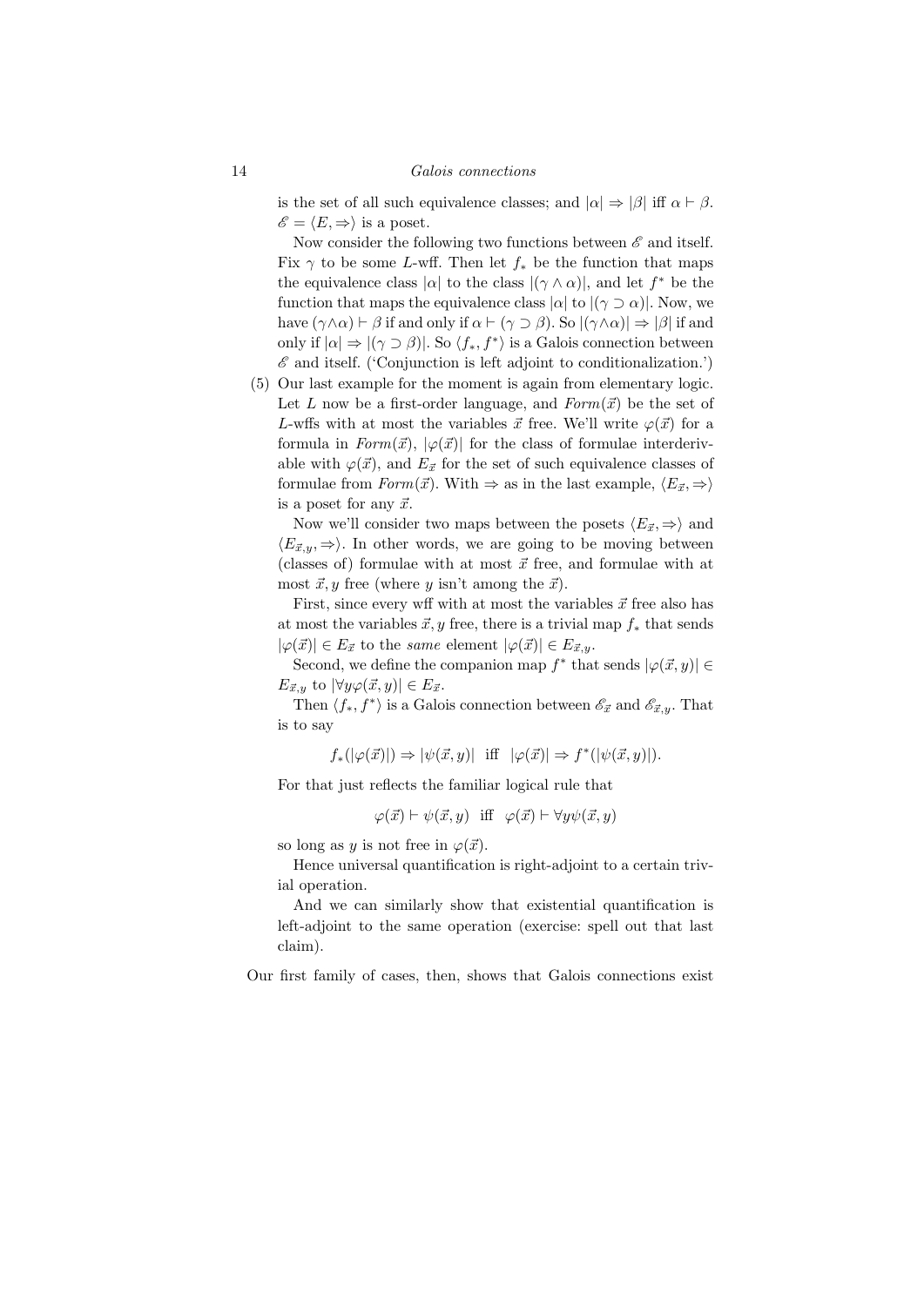is the set of all such equivalence classes; and $|\alpha| \Rightarrow |\beta|$ iff $\alpha \vdash \beta$. $\mathscr{E} = \langle E, \Rightarrow \rangle$ is a poset.

Now consider the following two functions between $\mathscr{E}$ and itself. Fix $\gamma$ to be some $L$-wff. Then let $f_*$ be the function that maps the equivalence class $|\alpha|$ to the class $|(\gamma \wedge \alpha)|$, and let $f^*$ be the function that maps the equivalence class $|\alpha|$ to $|(\gamma \supset \alpha)|$. Now, we have $(\gamma \wedge \alpha) \vdash \beta$ if and only if $\alpha \vdash (\gamma \supset \beta)$. So $|(\gamma \wedge \alpha)| \Rightarrow |\beta|$ if and only if $|\alpha| \Rightarrow |(\gamma \supset \beta)|$. So $\langle f_*, f^* \rangle$ is a Galois connection between $\mathscr{E}$ and itself. ('Conjunction is left adjoint to conditionalization.')

(5) Our last example for the moment is again from elementary logic. Let $L$ now be a first-order language, and $Form(\vec{x})$ be the set of $L$-wffs with at most the variables $\vec{x}$ free. We'll write $\varphi(\vec{x})$ for a formula in $Form(\vec{x})$, $|\varphi(\vec{x})|$ for the class of formulae interderivable with $\varphi(\vec{x})$, and $E_{\vec{x}}$ for the set of such equivalence classes of formulae from $Form(\vec{x})$. With $\Rightarrow$ as in the last example, $\langle E_{\vec{x}}, \Rightarrow \rangle$ is a poset for any $\vec{x}$.

Now we'll consider two maps between the posets $\langle E_{\vec{x}}, \Rightarrow \rangle$ and $\langle E_{\vec{x},y}, \Rightarrow \rangle$. In other words, we are going to be moving between (classes of) formulae with at most $\vec{x}$ free, and formulae with at most $\vec{x}, y$ free (where $y$ isn't among the $\vec{x}$).

First, since every wff with at most the variables $\vec{x}$ free also has at most the variables $\vec{x}, y$ free, there is a trivial map $f_*$ that sends $|\varphi(\vec{x})| \in E_{\vec{x}}$ to the *same* element $|\varphi(\vec{x})| \in E_{\vec{x},y}$.

Second, we define the companion map $f^*$ that sends $|\varphi(\vec{x}, y)| \in E_{\vec{x},y}$ to $|\forall y \varphi(\vec{x}, y)| \in E_{\vec{x}}$.

Then $\langle f_*, f^* \rangle$ is a Galois connection between $\mathscr{E}_{\vec{x}}$ and $\mathscr{E}_{\vec{x},y}$. That is to say

$$f_*(|\varphi(\vec{x})|) \Rightarrow |\psi(\vec{x}, y)| \text{ iff } |\varphi(\vec{x})| \Rightarrow f^*(|\psi(\vec{x}, y)|).$$

For that just reflects the familiar logical rule that

$$\varphi(\vec{x}) \vdash \psi(\vec{x}, y) \text{ iff } \varphi(\vec{x}) \vdash \forall y \psi(\vec{x}, y)$$

so long as $y$ is not free in $\varphi(\vec{x})$.

Hence universal quantification is right-adjoint to a certain trivial operation.

And we can similarly show that existential quantification is left-adjoint to the same operation (exercise: spell out that last claim).

Our first family of cases, then, shows that Galois connections exist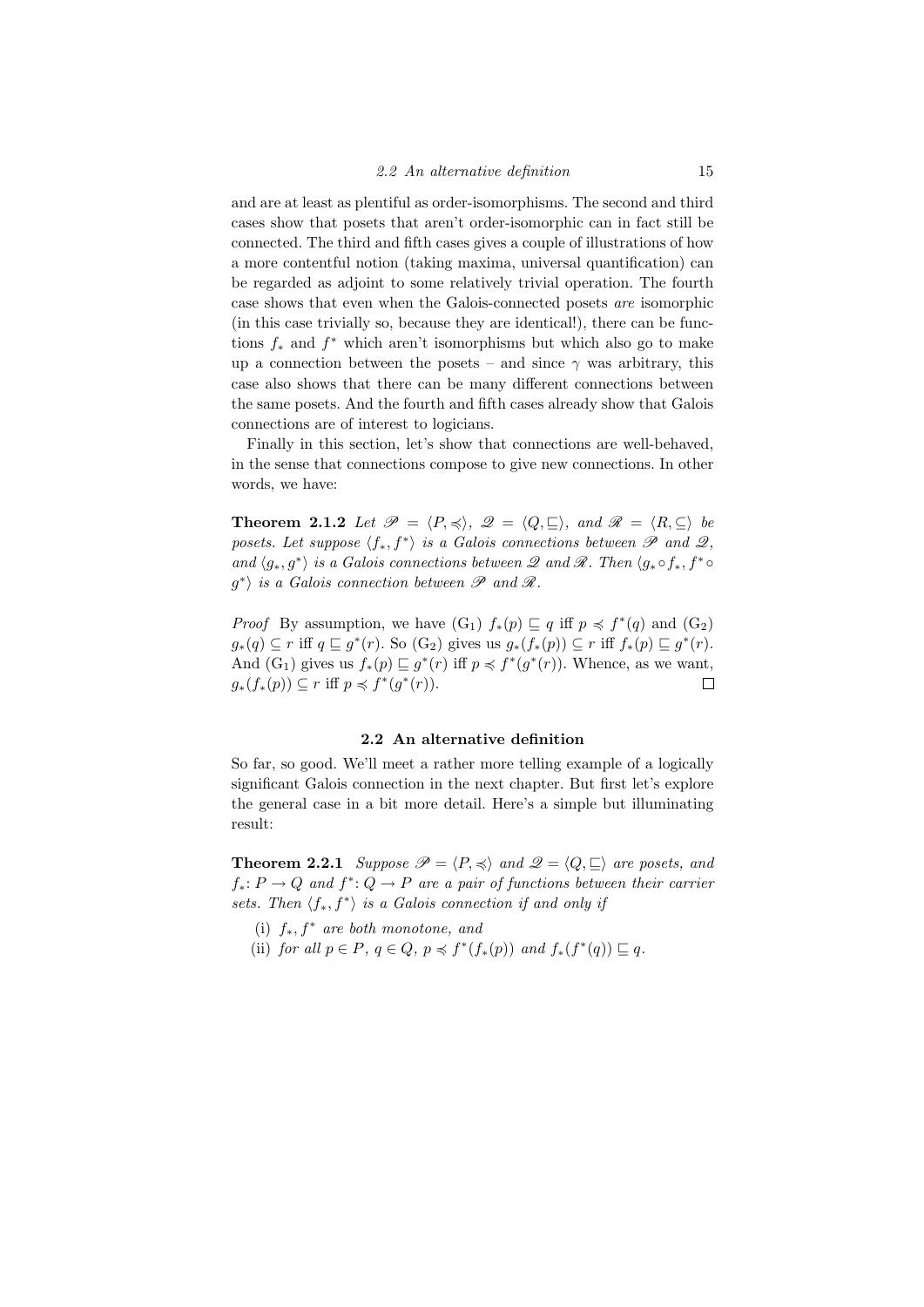and are at least as plentiful as order-isomorphisms. The second and third cases show that posets that aren't order-isomorphic can in fact still be connected. The third and fifth cases gives a couple of illustrations of how a more contentful notion (taking maxima, universal quantification) can be regarded as adjoint to some relatively trivial operation. The fourth case shows that even when the Galois-connected posets *are* isomorphic (in this case trivially so, because they are identical!), there can be functions $f_*$ and $f^*$ which aren't isomorphisms but which also go to make up a connection between the posets – and since $\gamma$ was arbitrary, this case also shows that there can be many different connections between the same posets. And the fourth and fifth cases already show that Galois connections are of interest to logicians.

Finally in this section, let's show that connections are well-behaved, in the sense that connections compose to give new connections. In other words, we have:

**Theorem 2.1.2** *Let $\mathscr{P} = \langle P, \preccurlyeq \rangle$, $\mathscr{Q} = \langle Q, \sqsubseteq \rangle$, and $\mathscr{R} = \langle R, \subseteq \rangle$ be posets. Let suppose $\langle f_*, f^* \rangle$ is a Galois connections between $\mathscr{P}$ and $\mathscr{Q}$, and $\langle g_*, g^* \rangle$ is a Galois connections between $\mathscr{Q}$ and $\mathscr{R}$. Then $\langle g_* \circ f_*, f^* \circ g^* \rangle$ is a Galois connection between $\mathscr{P}$ and $\mathscr{R}$.*

*Proof* By assumption, we have ($\mathrm{G}_1$) $f_*(p) \sqsubseteq q$ iff $p \preccurlyeq f^*(q)$ and ($\mathrm{G}_2$) $g_*(q) \subseteq r$ iff $q \sqsubseteq g^*(r)$. So ($\mathrm{G}_2$) gives us $g_*(f_*(p)) \subseteq r$ iff $f_*(p) \sqsubseteq g^*(r)$. And ($\mathrm{G}_1$) gives us $f_*(p) \sqsubseteq g^*(r)$ iff $p \preccurlyeq f^*(g^*(r))$. Whence, as we want, $g_*(f_*(p)) \subseteq r$ iff $p \preccurlyeq f^*(g^*(r))$. □

## 2.2 An alternative definition

So far, so good. We'll meet a rather more telling example of a logically significant Galois connection in the next chapter. But first let's explore the general case in a bit more detail. Here's a simple but illuminating result:

**Theorem 2.2.1** *Suppose $\mathscr{P} = \langle P, \preccurlyeq \rangle$ and $\mathscr{Q} = \langle Q, \sqsubseteq \rangle$ are posets, and $f_* \colon P \to Q$ and $f^* \colon Q \to P$ are a pair of functions between their carrier sets. Then $\langle f_*, f^* \rangle$ is a Galois connection if and only if*

(i) *$f_*, f^*$ are both monotone, and*
(ii) *for all $p \in P$, $q \in Q$, $p \preccurlyeq f^*(f_*(p))$ and $f_*(f^*(q)) \sqsubseteq q$.*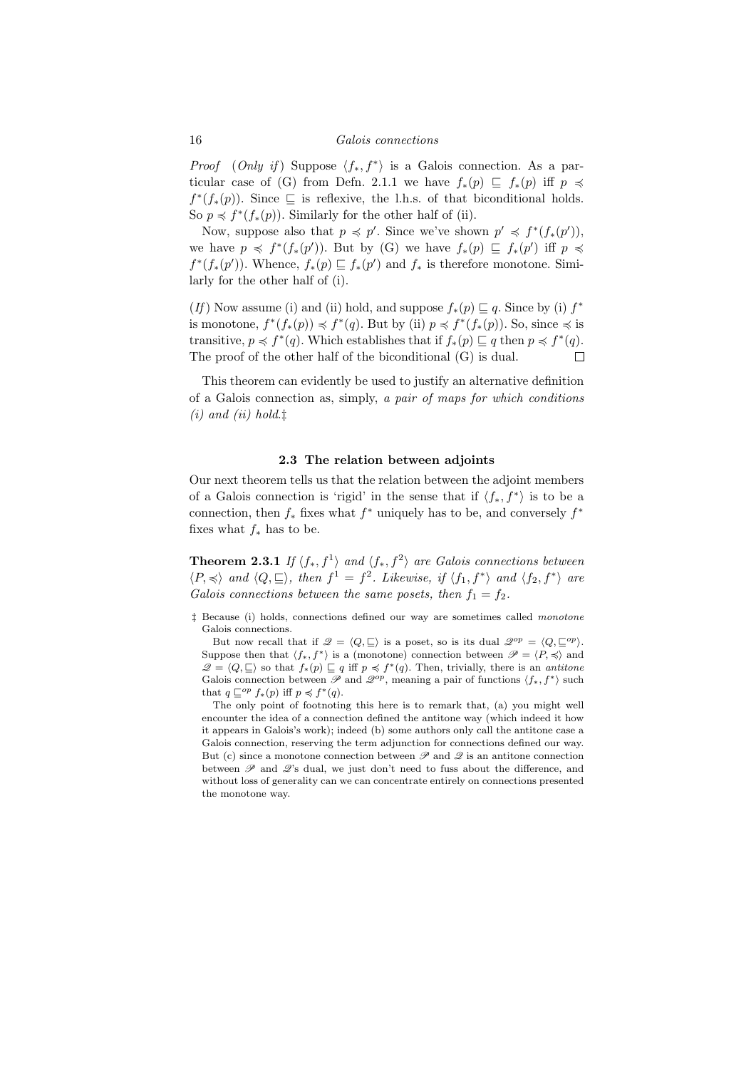*Proof* (*Only if*) Suppose $\langle f_*, f^* \rangle$ is a Galois connection. As a particular case of (G) from Defn. 2.1.1 we have $f_*(p) \sqsubseteq f_*(p)$ iff $p \preccurlyeq f^*(f_*(p))$. Since $\sqsubseteq$ is reflexive, the l.h.s. of that biconditional holds. So $p \preccurlyeq f^*(f_*(p))$. Similarly for the other half of (ii).

Now, suppose also that $p \preccurlyeq p'$. Since we've shown $p' \preccurlyeq f^*(f_*(p'))$, we have $p \preccurlyeq f^*(f_*(p'))$. But by (G) we have $f_*(p) \sqsubseteq f_*(p')$ iff $p \preccurlyeq f^*(f_*(p'))$. Whence, $f_*(p) \sqsubseteq f_*(p')$ and $f_*$ is therefore monotone. Similarly for the other half of (i).

(*If*) Now assume (i) and (ii) hold, and suppose $f_*(p) \sqsubseteq q$. Since by (i) $f^*$ is monotone, $f^*(f_*(p)) \preccurlyeq f^*(q)$. But by (ii) $p \preccurlyeq f^*(f_*(p))$. So, since $\preccurlyeq$ is transitive, $p \preccurlyeq f^*(q)$. Which establishes that if $f_*(p) \sqsubseteq q$ then $p \preccurlyeq f^*(q)$. The proof of the other half of the biconditional (G) is dual. $\square$

This theorem can evidently be used to justify an alternative definition of a Galois connection as, simply, *a pair of maps for which conditions (i) and (ii) hold*.‡

### 2.3 The relation between adjoints

Our next theorem tells us that the relation between the adjoint members of a Galois connection is 'rigid' in the sense that if $\langle f_*, f^* \rangle$ is to be a connection, then $f_*$ fixes what $f^*$ uniquely has to be, and conversely $f^*$ fixes what $f_*$ has to be.

**Theorem 2.3.1** *If $\langle f_*, f^1 \rangle$ and $\langle f_*, f^2 \rangle$ are Galois connections between $\langle P, \preccurlyeq \rangle$ and $\langle Q, \sqsubseteq \rangle$, then $f^1 = f^2$. Likewise, if $\langle f_1, f^* \rangle$ and $\langle f_2, f^* \rangle$ are Galois connections between the same posets, then $f_1 = f_2$.*

‡ Because (i) holds, connections defined our way are sometimes called *monotone* Galois connections.

But now recall that if $\mathscr{Q} = \langle Q, \sqsubseteq \rangle$ is a poset, so is its dual $\mathscr{Q}^{op} = \langle Q, \sqsubseteq^{op} \rangle$. Suppose then that $\langle f_*, f^* \rangle$ is a (monotone) connection between $\mathscr{P} = \langle P, \preccurlyeq \rangle$ and $\mathscr{Q} = \langle Q, \sqsubseteq \rangle$ so that $f_*(p) \sqsubseteq q$ iff $p \preccurlyeq f^*(q)$. Then, trivially, there is an *antitone* Galois connection between $\mathscr{P}$ and $\mathscr{Q}^{op}$, meaning a pair of functions $\langle f_*, f^* \rangle$ such that $q \sqsubseteq^{op} f_*(p)$ iff $p \preccurlyeq f^*(q)$.

The only point of footnoting this here is to remark that, (a) you might well encounter the idea of a connection defined the antitone way (which indeed it how it appears in Galois's work); indeed (b) some authors only call the antitone case a Galois connection, reserving the term adjunction for connections defined our way. But (c) since a monotone connection between $\mathscr{P}$ and $\mathscr{Q}$ is an antitone connection between $\mathscr{P}$ and $\mathscr{Q}$'s dual, we just don't need to fuss about the difference, and without loss of generality can we can concentrate entirely on connections presented the monotone way.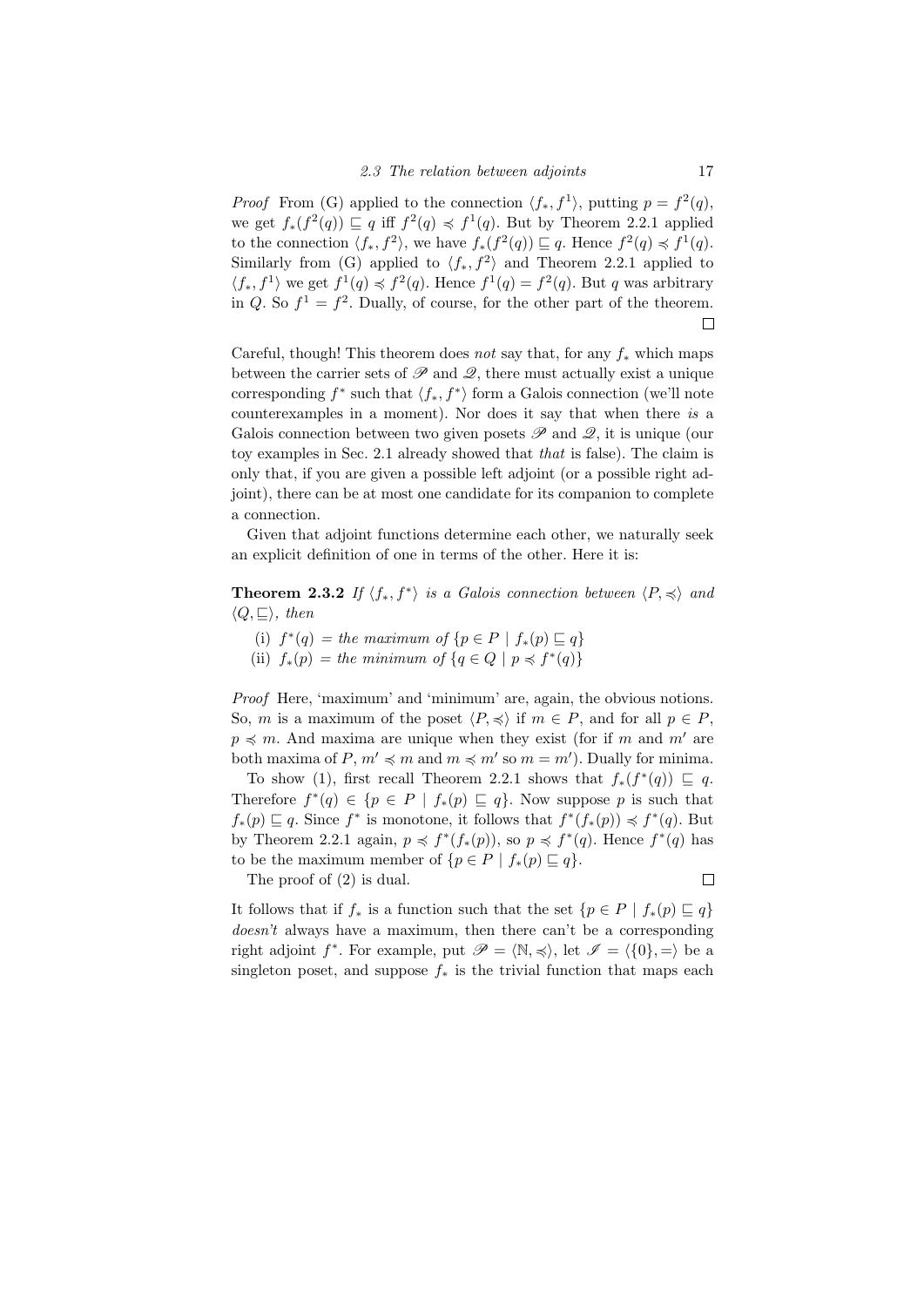*Proof* From (G) applied to the connection $\langle f_*, f^1 \rangle$, putting $p = f^2(q)$, we get $f_*(f^2(q)) \sqsubseteq q$ iff $f^2(q) \preccurlyeq f^1(q)$. But by Theorem 2.2.1 applied to the connection $\langle f_*, f^2 \rangle$, we have $f_*(f^2(q)) \sqsubseteq q$. Hence $f^2(q) \preccurlyeq f^1(q)$. Similarly from (G) applied to $\langle f_*, f^2 \rangle$ and Theorem 2.2.1 applied to $\langle f_*, f^1 \rangle$ we get $f^1(q) \preccurlyeq f^2(q)$. Hence $f^1(q) = f^2(q)$. But $q$ was arbitrary in $Q$. So $f^1 = f^2$. Dually, of course, for the other part of the theorem. □

Careful, though! This theorem does *not* say that, for any $f_*$ which maps between the carrier sets of $\mathscr{P}$ and $\mathscr{Q}$, there must actually exist a unique corresponding $f^*$ such that $\langle f_*, f^* \rangle$ form a Galois connection (we'll note counterexamples in a moment). Nor does it say that when there *is* a Galois connection between two given posets $\mathscr{P}$ and $\mathscr{Q}$, it is unique (our toy examples in Sec. 2.1 already showed that *that* is false). The claim is only that, if you are given a possible left adjoint (or a possible right adjoint), there can be at most one candidate for its companion to complete a connection.

Given that adjoint functions determine each other, we naturally seek an explicit definition of one in terms of the other. Here it is:

**Theorem 2.3.2** *If $\langle f_*, f^* \rangle$ is a Galois connection between $\langle P, \preccurlyeq \rangle$ and $\langle Q, \sqsubseteq \rangle$, then*

(i) *$f^*(q)$ = the maximum of $\{p \in P \mid f_*(p) \sqsubseteq q\}$*
(ii) *$f_*(p)$ = the minimum of $\{q \in Q \mid p \preccurlyeq f^*(q)\}$*

*Proof* Here, 'maximum' and 'minimum' are, again, the obvious notions. So, $m$ is a maximum of the poset $\langle P, \preccurlyeq \rangle$ if $m \in P$, and for all $p \in P$, $p \preccurlyeq m$. And maxima are unique when they exist (for if $m$ and $m'$ are both maxima of $P$, $m' \preccurlyeq m$ and $m \preccurlyeq m'$ so $m = m'$). Dually for minima.

To show (1), first recall Theorem 2.2.1 shows that $f_*(f^*(q)) \sqsubseteq q$. Therefore $f^*(q) \in \{p \in P \mid f_*(p) \sqsubseteq q\}$. Now suppose $p$ is such that $f_*(p) \sqsubseteq q$. Since $f^*$ is monotone, it follows that $f^*(f_*(p)) \preccurlyeq f^*(q)$. But by Theorem 2.2.1 again, $p \preccurlyeq f^*(f_*(p))$, so $p \preccurlyeq f^*(q)$. Hence $f^*(q)$ has to be the maximum member of $\{p \in P \mid f_*(p) \sqsubseteq q\}$.

The proof of (2) is dual. □

It follows that if $f_*$ is a function such that the set $\{p \in P \mid f_*(p) \sqsubseteq q\}$ *doesn't* always have a maximum, then there can't be a corresponding right adjoint $f^*$. For example, put $\mathscr{P} = \langle \mathbb{N}, \preccurlyeq \rangle$, let $\mathscr{I} = \langle \{0\}, = \rangle$ be a singleton poset, and suppose $f_*$ is the trivial function that maps each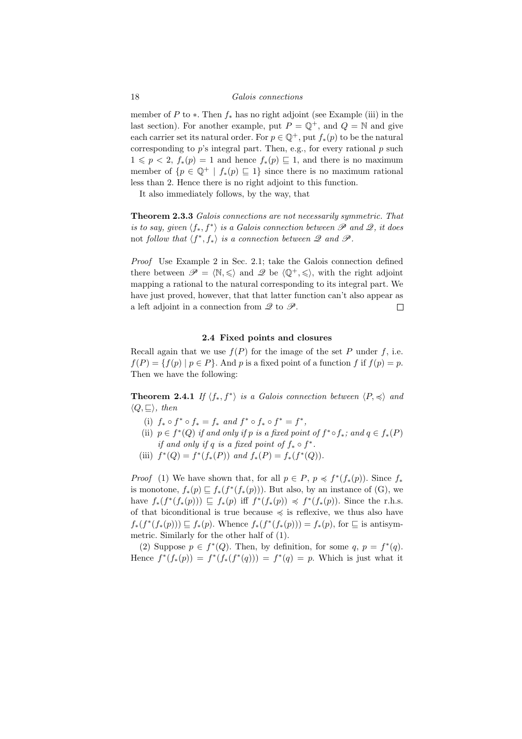member of $P$ to $*$. Then $f_*$ has no right adjoint (see Example (iii) in the last section). For another example, put $P = \mathbb{Q}^+$, and $Q = \mathbb{N}$ and give each carrier set its natural order. For $p \in \mathbb{Q}^+$, put $f_*(p)$ to be the natural corresponding to $p$'s integral part. Then, e.g., for every rational $p$ such $1 \leqslant p < 2$, $f_*(p) = 1$ and hence $f_*(p) \sqsubseteq 1$, and there is no maximum member of $\{p \in \mathbb{Q}^+ \mid f_*(p) \sqsubseteq 1\}$ since there is no maximum rational less than 2. Hence there is no right adjoint to this function.

It also immediately follows, by the way, that

**Theorem 2.3.3** *Galois connections are not necessarily symmetric. That is to say, given $\langle f_*, f^* \rangle$ is a Galois connection between $\mathscr{P}$ and $\mathscr{Q}$, it does* not *follow that $\langle f^*, f_* \rangle$ is a connection between $\mathscr{Q}$ and $\mathscr{P}$.*

*Proof* Use Example 2 in Sec. 2.1; take the Galois connection defined there between $\mathscr{P} = \langle \mathbb{N}, \leqslant \rangle$ and $\mathscr{Q}$ be $\langle \mathbb{Q}^+, \leqslant \rangle$, with the right adjoint mapping a rational to the natural corresponding to its integral part. We have just proved, however, that that latter function can't also appear as a left adjoint in a connection from $\mathscr{Q}$ to $\mathscr{P}$. $\square$

### 2.4 Fixed points and closures

Recall again that we use $f(P)$ for the image of the set $P$ under $f$, i.e. $f(P) = \{f(p) \mid p \in P\}$. And $p$ is a fixed point of a function $f$ if $f(p) = p$. Then we have the following:

**Theorem 2.4.1** *If $\langle f_*, f^* \rangle$ is a Galois connection between $\langle P, \preccurlyeq \rangle$ and $\langle Q, \sqsubseteq \rangle$, then*

- (i) *$f_* \circ f^* \circ f_* = f_*$ and $f^* \circ f_* \circ f^* = f^*$,*
- (ii) *$p \in f^*(Q)$ if and only if $p$ is a fixed point of $f^* \circ f_*$; and $q \in f_*(P)$ if and only if $q$ is a fixed point of $f_* \circ f^*$.*
- (iii) *$f^*(Q) = f^*(f_*(P))$ and $f_*(P) = f_*(f^*(Q))$.*

*Proof* (1) We have shown that, for all $p \in P$, $p \preccurlyeq f^*(f_*(p))$. Since $f_*$ is monotone, $f_*(p) \sqsubseteq f_*(f^*(f_*(p)))$. But also, by an instance of (G), we have $f_*(f^*(f_*(p))) \sqsubseteq f_*(p)$ iff $f^*(f_*(p)) \preccurlyeq f^*(f_*(p))$. Since the r.h.s. of that biconditional is true because $\preccurlyeq$ is reflexive, we thus also have $f_*(f^*(f_*(p))) \sqsubseteq f_*(p)$. Whence $f_*(f^*(f_*(p))) = f_*(p)$, for $\sqsubseteq$ is antisymmetric. Similarly for the other half of (1).

(2) Suppose $p \in f^*(Q)$. Then, by definition, for some $q$, $p = f^*(q)$. Hence $f^*(f_*(p)) = f^*(f_*(f^*(q))) = f^*(q) = p$. Which is just what it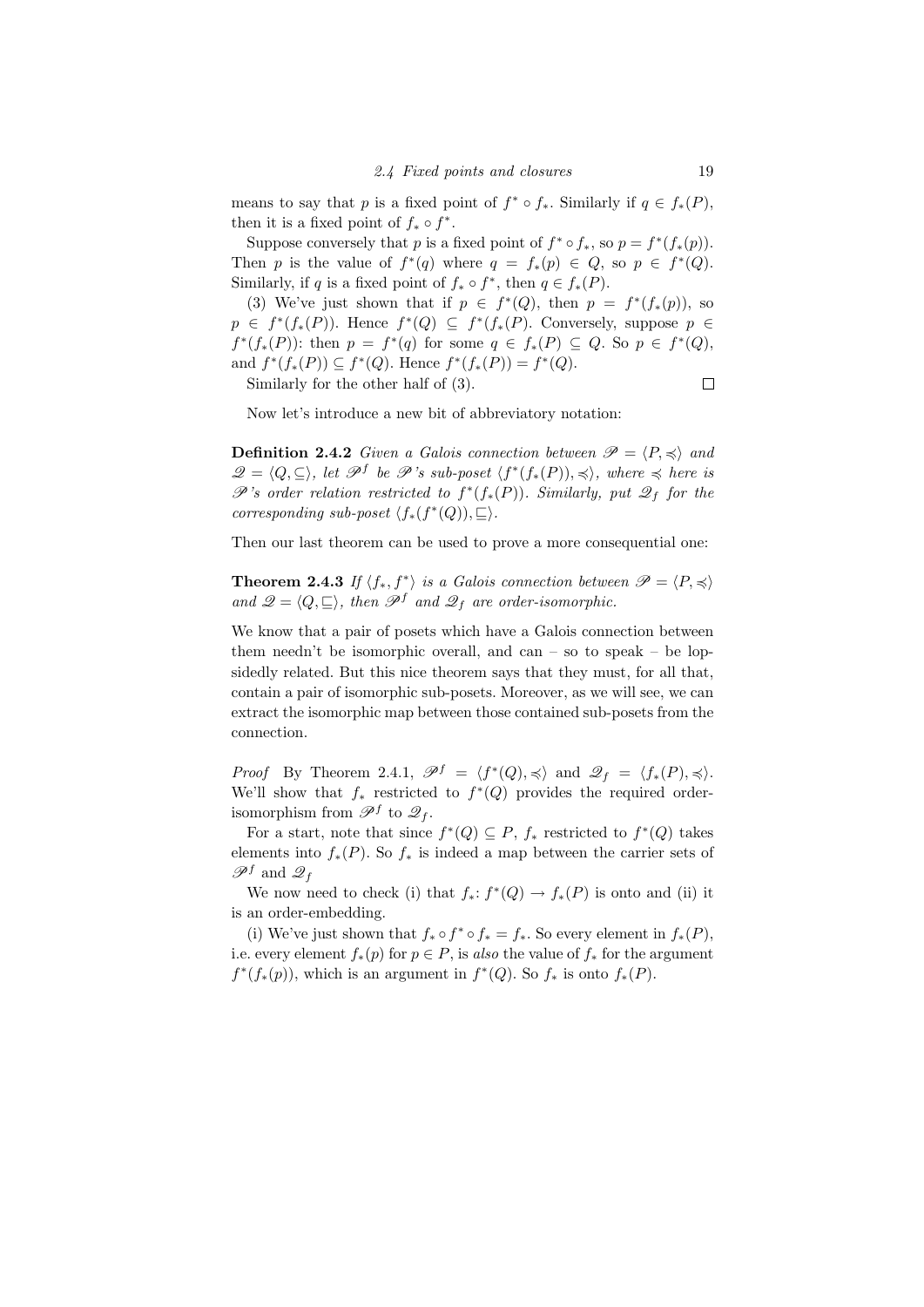means to say that $p$ is a fixed point of $f^* \circ f_*$. Similarly if $q \in f_*(P)$, then it is a fixed point of $f_* \circ f^*$.

Suppose conversely that $p$ is a fixed point of $f^* \circ f_*$, so $p = f^*(f_*(p))$. Then $p$ is the value of $f^*(q)$ where $q = f_*(p) \in Q$, so $p \in f^*(Q)$. Similarly, if $q$ is a fixed point of $f_* \circ f^*$, then $q \in f_*(P)$.

(3) We've just shown that if $p \in f^*(Q)$, then $p = f^*(f_*(p))$, so $p \in f^*(f_*(P))$. Hence $f^*(Q) \subseteq f^*(f_*(P)$. Conversely, suppose $p \in f^*(f_*(P))$: then $p = f^*(q)$ for some $q \in f_*(P) \subseteq Q$. So $p \in f^*(Q)$, and $f^*(f_*(P)) \subseteq f^*(Q)$. Hence $f^*(f_*(P)) = f^*(Q)$.

Similarly for the other half of (3). □

Now let's introduce a new bit of abbreviatory notation:

**Definition 2.4.2** *Given a Galois connection between $\mathscr{P} = \langle P, \preccurlyeq \rangle$ and $\mathscr{Q} = \langle Q, \subseteq \rangle$, let $\mathscr{P}^f$ be $\mathscr{P}$'s sub-poset $\langle f^*(f_*(P)), \preccurlyeq \rangle$, where $\preccurlyeq$ here is $\mathscr{P}$'s order relation restricted to $f^*(f_*(P))$. Similarly, put $\mathscr{Q}_f$ for the corresponding sub-poset $\langle f_*(f^*(Q)), \sqsubseteq \rangle$.*

Then our last theorem can be used to prove a more consequential one:

**Theorem 2.4.3** *If $\langle f_*, f^* \rangle$ is a Galois connection between $\mathscr{P} = \langle P, \preccurlyeq \rangle$ and $\mathscr{Q} = \langle Q, \sqsubseteq \rangle$, then $\mathscr{P}^f$ and $\mathscr{Q}_f$ are order-isomorphic.*

We know that a pair of posets which have a Galois connection between them needn't be isomorphic overall, and can – so to speak – be lopsidedly related. But this nice theorem says that they must, for all that, contain a pair of isomorphic sub-posets. Moreover, as we will see, we can extract the isomorphic map between those contained sub-posets from the connection.

*Proof* By Theorem 2.4.1, $\mathscr{P}^f = \langle f^*(Q), \preccurlyeq \rangle$ and $\mathscr{Q}_f = \langle f_*(P), \preccurlyeq \rangle$. We'll show that $f_*$ restricted to $f^*(Q)$ provides the required order-isomorphism from $\mathscr{P}^f$ to $\mathscr{Q}_f$.

For a start, note that since $f^*(Q) \subseteq P$, $f_*$ restricted to $f^*(Q)$ takes elements into $f_*(P)$. So $f_*$ is indeed a map between the carrier sets of $\mathscr{P}^f$ and $\mathscr{Q}_f$

We now need to check (i) that $f_* \colon f^*(Q) \to f_*(P)$ is onto and (ii) it is an order-embedding.

(i) We've just shown that $f_* \circ f^* \circ f_* = f_*$. So every element in $f_*(P)$, i.e. every element $f_*(p)$ for $p \in P$, is *also* the value of $f_*$ for the argument $f^*(f_*(p))$, which is an argument in $f^*(Q)$. So $f_*$ is onto $f_*(P)$.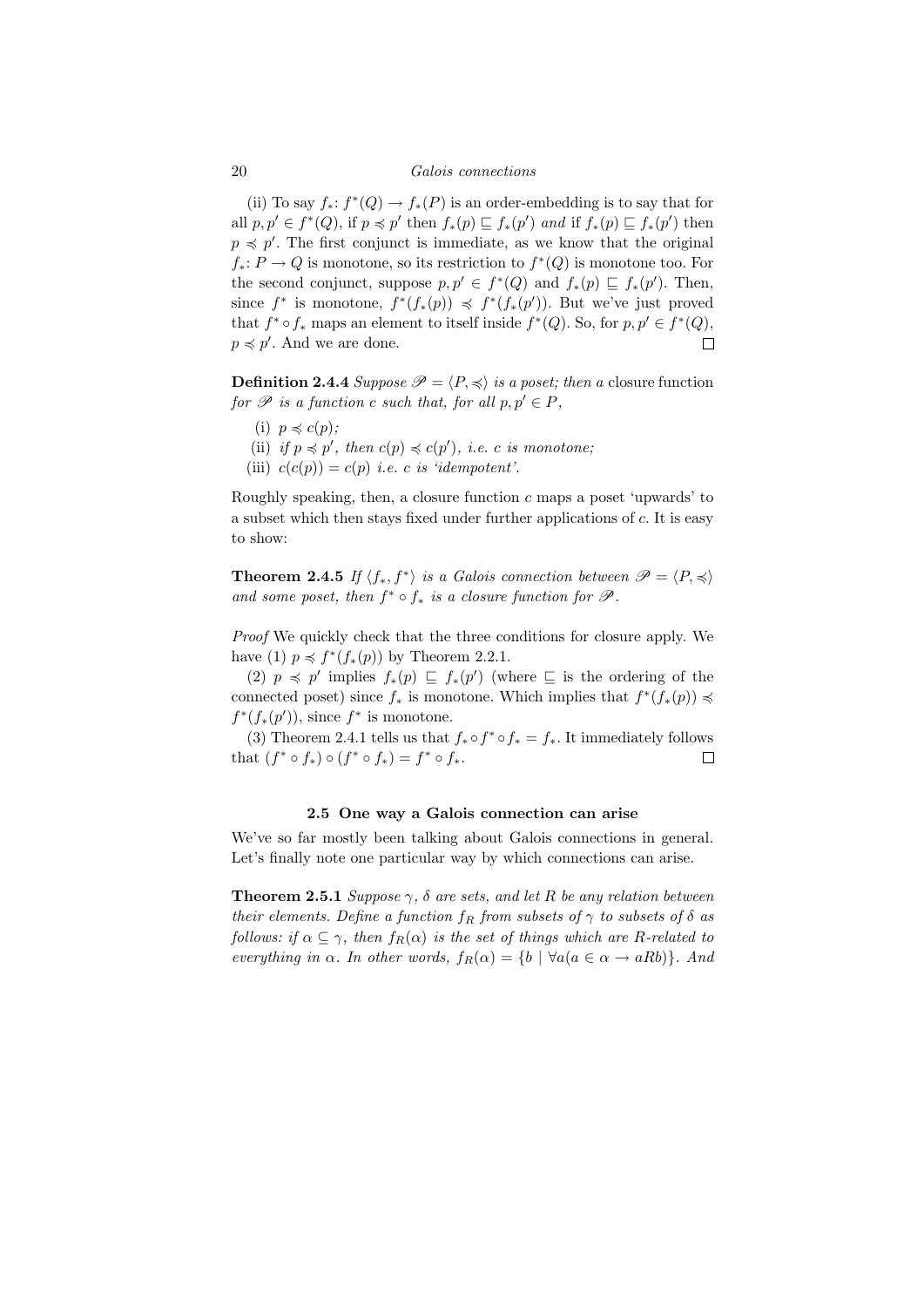(ii) To say $f_*\colon f^*(Q) \to f_*(P)$ is an order-embedding is to say that for all $p, p' \in f^*(Q)$, if $p \preccurlyeq p'$ then $f_*(p) \sqsubseteq f_*(p')$ *and* if $f_*(p) \sqsubseteq f_*(p')$ then $p \preccurlyeq p'$. The first conjunct is immediate, as we know that the original $f_*\colon P \to Q$ is monotone, so its restriction to $f^*(Q)$ is monotone too. For the second conjunct, suppose $p, p' \in f^*(Q)$ and $f_*(p) \sqsubseteq f_*(p')$. Then, since $f^*$ is monotone, $f^*(f_*(p)) \preccurlyeq f^*(f_*(p'))$. But we've just proved that $f^* \circ f_*$ maps an element to itself inside $f^*(Q)$. So, for $p, p' \in f^*(Q)$, $p \preccurlyeq p'$. And we are done. □

**Definition 2.4.4** *Suppose $\mathscr{P} = \langle P, \preccurlyeq \rangle$ is a poset; then a* closure function *for $\mathscr{P}$ is a function $c$ such that, for all $p, p' \in P$,*

(i) *$p \preccurlyeq c(p)$;*
(ii) *if $p \preccurlyeq p'$, then $c(p) \preccurlyeq c(p')$, i.e. $c$ is monotone;*
(iii) *$c(c(p)) = c(p)$ i.e. $c$ is 'idempotent'.*

Roughly speaking, then, a closure function $c$ maps a poset 'upwards' to a subset which then stays fixed under further applications of $c$. It is easy to show:

**Theorem 2.4.5** *If $\langle f_*, f^* \rangle$ is a Galois connection between $\mathscr{P} = \langle P, \preccurlyeq \rangle$ and some poset, then $f^* \circ f_*$ is a closure function for $\mathscr{P}$.*

*Proof* We quickly check that the three conditions for closure apply. We have (1) $p \preccurlyeq f^*(f_*(p))$ by Theorem 2.2.1.

(2) $p \preccurlyeq p'$ implies $f_*(p) \sqsubseteq f_*(p')$ (where $\sqsubseteq$ is the ordering of the connected poset) since $f_*$ is monotone. Which implies that $f^*(f_*(p)) \preccurlyeq f^*(f_*(p'))$, since $f^*$ is monotone.

(3) Theorem 2.4.1 tells us that $f_* \circ f^* \circ f_* = f_*$. It immediately follows that $(f^* \circ f_*) \circ (f^* \circ f_*) = f^* \circ f_*$. □

## 2.5 One way a Galois connection can arise

We've so far mostly been talking about Galois connections in general. Let's finally note one particular way by which connections can arise.

**Theorem 2.5.1** *Suppose $\gamma$, $\delta$ are sets, and let $R$ be any relation between their elements. Define a function $f_R$ from subsets of $\gamma$ to subsets of $\delta$ as follows: if $\alpha \subseteq \gamma$, then $f_R(\alpha)$ is the set of things which are $R$-related to everything in $\alpha$. In other words, $f_R(\alpha) = \{b \mid \forall a(a \in \alpha \to aRb)\}$. And*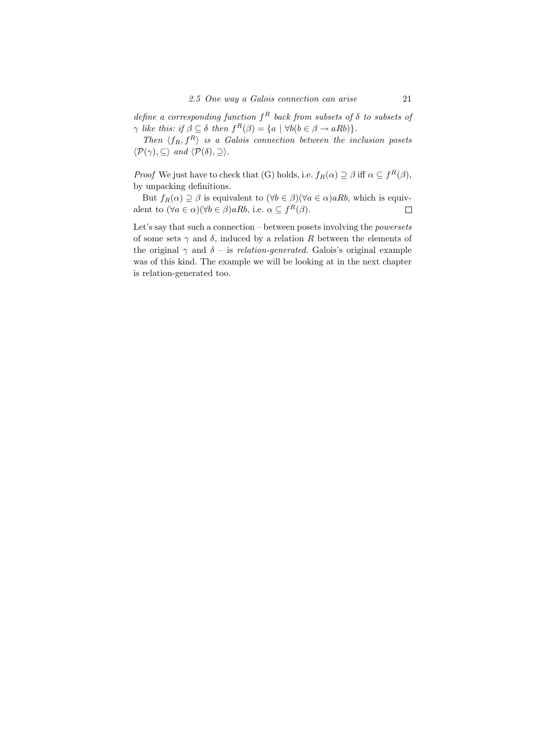*define a corresponding function $f^R$ back from subsets of $\delta$ to subsets of $\gamma$ like this: if $\beta \subseteq \delta$ then $f^R(\beta) = \{a \mid \forall b(b \in \beta \rightarrow aRb)\}$.*

*Then $\langle f_R, f^R \rangle$ is a Galois connection between the inclusion posets $\langle \mathcal{P}(\gamma), \subseteq \rangle$ and $\langle \mathcal{P}(\delta), \supseteq \rangle$.*

*Proof* We just have to check that (G) holds, i.e. $f_R(\alpha) \supseteq \beta$ iff $\alpha \subseteq f^R(\beta)$, by unpacking definitions.

But $f_R(\alpha) \supseteq \beta$ is equivalent to $(\forall b \in \beta)(\forall a \in \alpha)aRb$, which is equivalent to $(\forall a \in \alpha)(\forall b \in \beta)aRb$, i.e. $\alpha \subseteq f^R(\beta)$. □

Let's say that such a connection – between posets involving the *powersets* of some sets $\gamma$ and $\delta$, induced by a relation $R$ between the elements of the original $\gamma$ and $\delta$ – is *relation-generated*. Galois's original example was of this kind. The example we will be looking at in the next chapter is relation-generated too.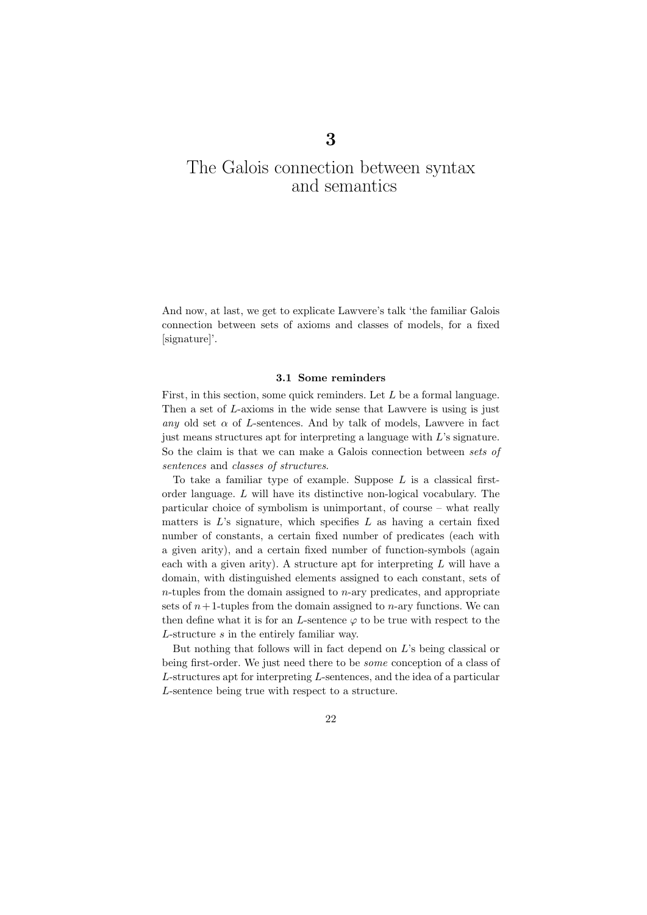# 3

# The Galois connection between syntax and semantics

And now, at last, we get to explicate Lawvere's talk 'the familiar Galois connection between sets of axioms and classes of models, for a fixed [signature]'.

### 3.1 Some reminders

First, in this section, some quick reminders. Let $L$ be a formal language. Then a set of $L$-axioms in the wide sense that Lawvere is using is just *any* old set $\alpha$ of $L$-sentences. And by talk of models, Lawvere in fact just means structures apt for interpreting a language with $L$'s signature. So the claim is that we can make a Galois connection between *sets of sentences* and *classes of structures*.

To take a familiar type of example. Suppose $L$ is a classical first-order language. $L$ will have its distinctive non-logical vocabulary. The particular choice of symbolism is unimportant, of course – what really matters is $L$'s signature, which specifies $L$ as having a certain fixed number of constants, a certain fixed number of predicates (each with a given arity), and a certain fixed number of function-symbols (again each with a given arity). A structure apt for interpreting $L$ will have a domain, with distinguished elements assigned to each constant, sets of $n$-tuples from the domain assigned to $n$-ary predicates, and appropriate sets of $n+1$-tuples from the domain assigned to $n$-ary functions. We can then define what it is for an $L$-sentence $\varphi$ to be true with respect to the $L$-structure $s$ in the entirely familiar way.

But nothing that follows will in fact depend on $L$'s being classical or being first-order. We just need there to be *some* conception of a class of $L$-structures apt for interpreting $L$-sentences, and the idea of a particular $L$-sentence being true with respect to a structure.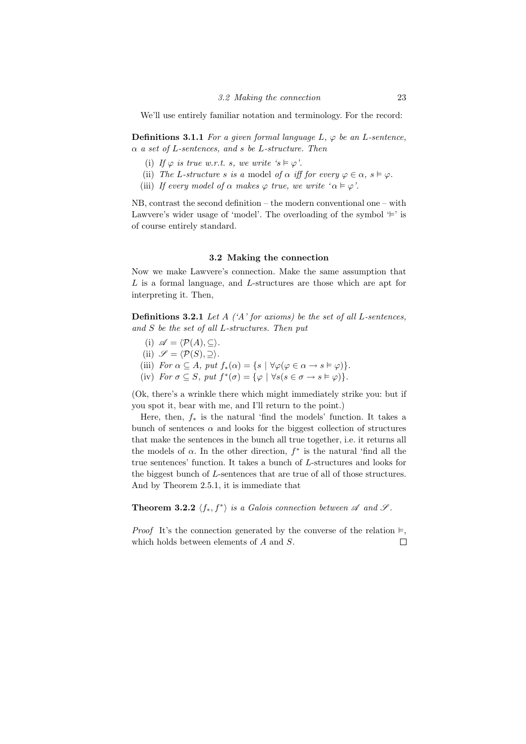We'll use entirely familiar notation and terminology. For the record:

**Definitions 3.1.1** *For a given formal language $L$, $\varphi$ be an $L$-sentence, $\alpha$ a set of $L$-sentences, and $s$ be $L$-structure. Then*

(i) *If $\varphi$ is true w.r.t. $s$, we write '$s \vDash \varphi$'.*
(ii) *The $L$-structure $s$ is a* model *of $\alpha$ iff for every $\varphi \in \alpha$, $s \vDash \varphi$.*
(iii) *If every model of $\alpha$ makes $\varphi$ true, we write '$\alpha \vDash \varphi$'.*

NB, contrast the second definition – the modern conventional one – with Lawvere's wider usage of 'model'. The overloading of the symbol '$\vDash$' is of course entirely standard.

## 3.2 Making the connection

Now we make Lawvere's connection. Make the same assumption that $L$ is a formal language, and $L$-structures are those which are apt for interpreting it. Then,

**Definitions 3.2.1** *Let $A$ ('$A$' for axioms) be the set of all $L$-sentences, and $S$ be the set of all $L$-structures. Then put*

(i) *$\mathscr{A} = \langle \mathcal{P}(A), \subseteq \rangle$.*
(ii) *$\mathscr{S} = \langle \mathcal{P}(S), \supseteq \rangle$.*
(iii) *For $\alpha \subseteq A$, put $f_*(\alpha) = \{s \mid \forall\varphi(\varphi \in \alpha \to s \vDash \varphi)\}$.*
(iv) *For $\sigma \subseteq S$, put $f^*(\sigma) = \{\varphi \mid \forall s(s \in \sigma \to s \vDash \varphi)\}$.*

(Ok, there's a wrinkle there which might immediately strike you: but if you spot it, bear with me, and I'll return to the point.)

Here, then, $f_*$ is the natural 'find the models' function. It takes a bunch of sentences $\alpha$ and looks for the biggest collection of structures that make the sentences in the bunch all true together, i.e. it returns all the models of $\alpha$. In the other direction, $f^*$ is the natural 'find all the true sentences' function. It takes a bunch of $L$-structures and looks for the biggest bunch of $L$-sentences that are true of all of those structures. And by Theorem 2.5.1, it is immediate that

**Theorem 3.2.2** *$\langle f_*, f^* \rangle$ is a Galois connection between $\mathscr{A}$ and $\mathscr{S}$.*

*Proof* It's the connection generated by the converse of the relation $\vDash$, which holds between elements of $A$ and $S$. □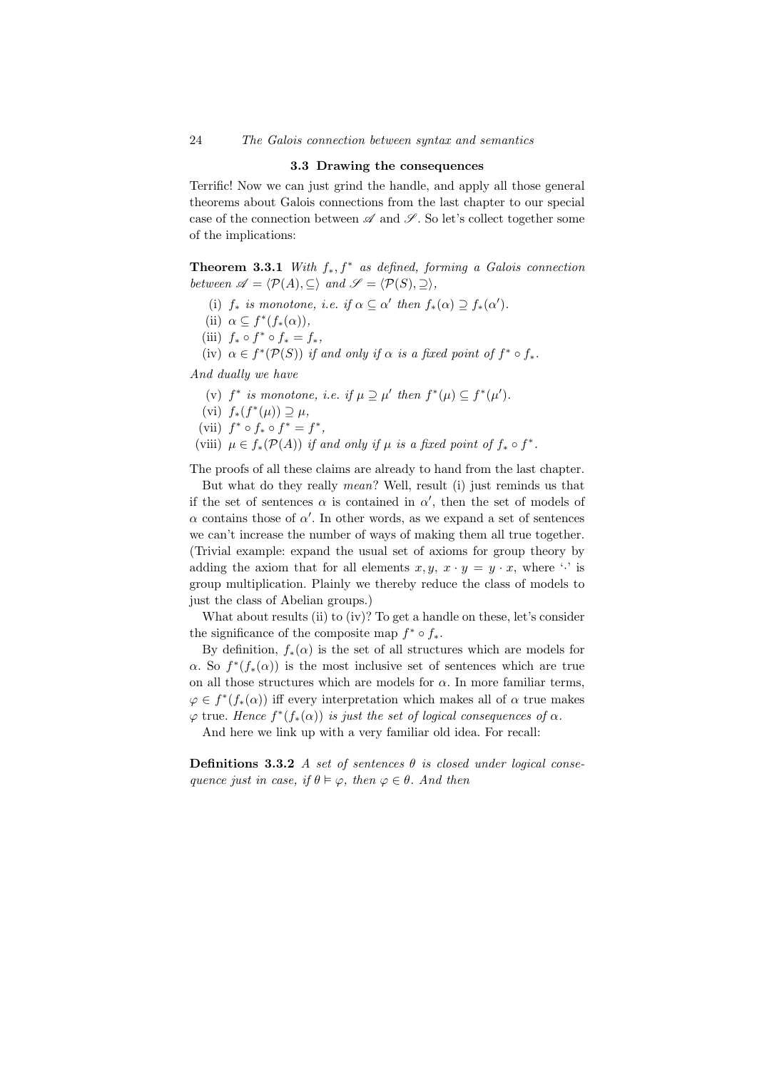### 3.3 Drawing the consequences

Terrific! Now we can just grind the handle, and apply all those general theorems about Galois connections from the last chapter to our special case of the connection between $\mathscr{A}$ and $\mathscr{S}$. So let's collect together some of the implications:

**Theorem 3.3.1** *With $f_*, f^*$ as defined, forming a Galois connection between $\mathscr{A} = \langle \mathcal{P}(A), \subseteq \rangle$ and $\mathscr{S} = \langle \mathcal{P}(S), \supseteq \rangle$,*

(i) *$f_*$ is monotone, i.e. if $\alpha \subseteq \alpha'$ then $f_*(\alpha) \supseteq f_*(\alpha')$.*
(ii) *$\alpha \subseteq f^*(f_*(\alpha))$,*
(iii) *$f_* \circ f^* \circ f_* = f_*$,*
(iv) *$\alpha \in f^*(\mathcal{P}(S))$ if and only if $\alpha$ is a fixed point of $f^* \circ f_*$.*

*And dually we have*

(v) *$f^*$ is monotone, i.e. if $\mu \supseteq \mu'$ then $f^*(\mu) \subseteq f^*(\mu')$.*
(vi) *$f_*(f^*(\mu)) \supseteq \mu$,*
(vii) *$f^* \circ f_* \circ f^* = f^*$,*
(viii) *$\mu \in f_*(\mathcal{P}(A))$ if and only if $\mu$ is a fixed point of $f_* \circ f^*$.*

The proofs of all these claims are already to hand from the last chapter.

But what do they really *mean*? Well, result (i) just reminds us that if the set of sentences $\alpha$ is contained in $\alpha'$, then the set of models of $\alpha$ contains those of $\alpha'$. In other words, as we expand a set of sentences we can't increase the number of ways of making them all true together. (Trivial example: expand the usual set of axioms for group theory by adding the axiom that for all elements $x, y$, $x \cdot y = y \cdot x$, where '$\cdot$' is group multiplication. Plainly we thereby reduce the class of models to just the class of Abelian groups.)

What about results (ii) to (iv)? To get a handle on these, let's consider the significance of the composite map $f^* \circ f_*$.

By definition, $f_*(\alpha)$ is the set of all structures which are models for $\alpha$. So $f^*(f_*(\alpha))$ is the most inclusive set of sentences which are true on all those structures which are models for $\alpha$. In more familiar terms, $\varphi \in f^*(f_*(\alpha))$ iff every interpretation which makes all of $\alpha$ true makes $\varphi$ true. *Hence $f^*(f_*(\alpha))$ is just the set of logical consequences of $\alpha$.*

And here we link up with a very familiar old idea. For recall:

**Definitions 3.3.2** *A set of sentences $\theta$ is closed under logical consequence just in case, if $\theta \vDash \varphi$, then $\varphi \in \theta$. And then*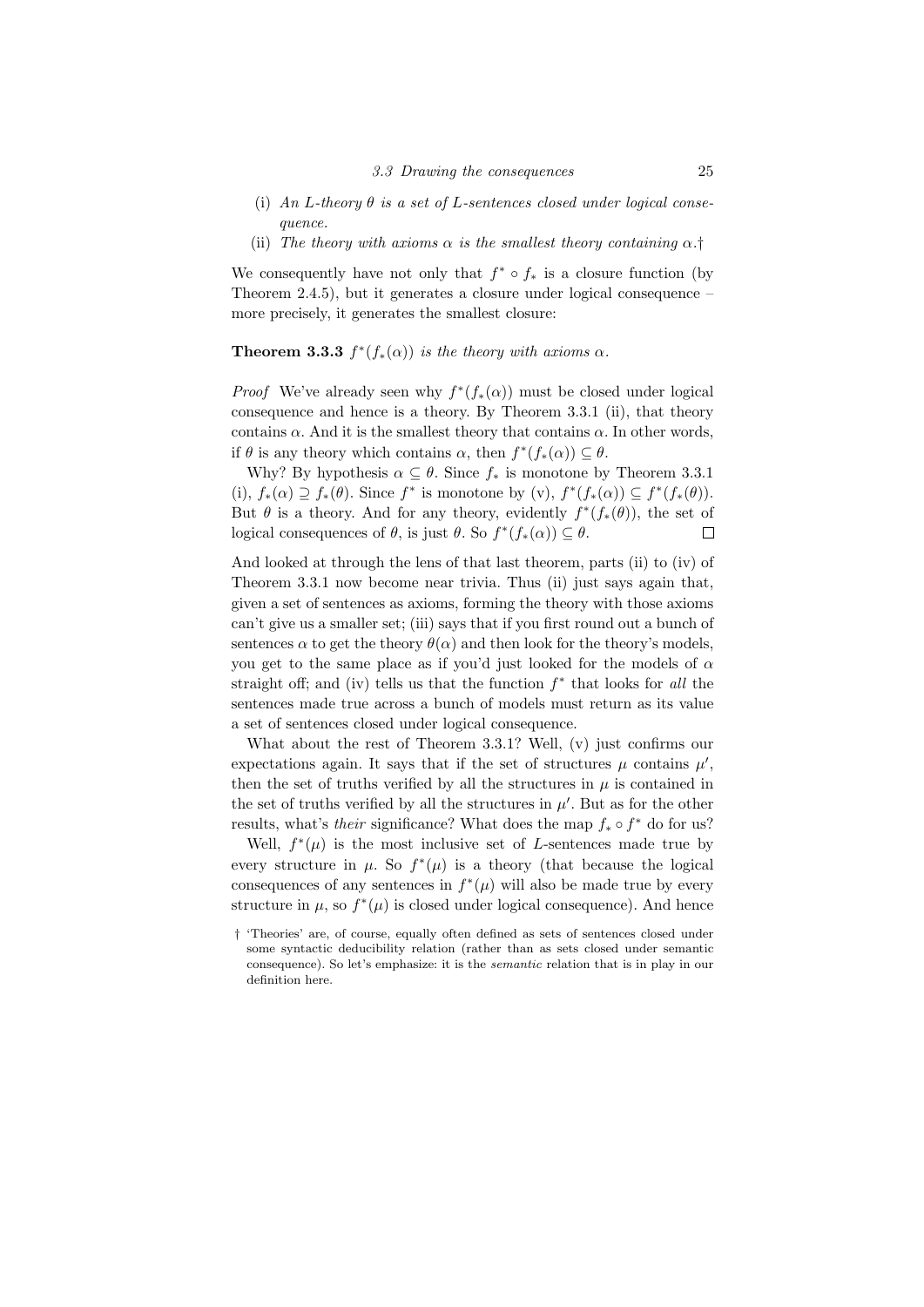(i) *An L-theory $\theta$ is a set of L-sentences closed under logical consequence.*

(ii) *The theory with axioms $\alpha$ is the smallest theory containing $\alpha$.*†

We consequently have not only that $f^* \circ f_*$ is a closure function (by Theorem 2.4.5), but it generates a closure under logical consequence – more precisely, it generates the smallest closure:

**Theorem 3.3.3** *$f^*(f_*(\alpha))$ is the theory with axioms $\alpha$.*

*Proof* We've already seen why $f^*(f_*(\alpha))$ must be closed under logical consequence and hence is a theory. By Theorem 3.3.1 (ii), that theory contains $\alpha$. And it is the smallest theory that contains $\alpha$. In other words, if $\theta$ is any theory which contains $\alpha$, then $f^*(f_*(\alpha)) \subseteq \theta$.

Why? By hypothesis $\alpha \subseteq \theta$. Since $f_*$ is monotone by Theorem 3.3.1 (i), $f_*(\alpha) \supseteq f_*(\theta)$. Since $f^*$ is monotone by (v), $f^*(f_*(\alpha)) \subseteq f^*(f_*(\theta))$. But $\theta$ is a theory. And for any theory, evidently $f^*(f_*(\theta))$, the set of logical consequences of $\theta$, is just $\theta$. So $f^*(f_*(\alpha)) \subseteq \theta$. $\square$

And looked at through the lens of that last theorem, parts (ii) to (iv) of Theorem 3.3.1 now become near trivia. Thus (ii) just says again that, given a set of sentences as axioms, forming the theory with those axioms can't give us a smaller set; (iii) says that if you first round out a bunch of sentences $\alpha$ to get the theory $\theta(\alpha)$ and then look for the theory's models, you get to the same place as if you'd just looked for the models of $\alpha$ straight off; and (iv) tells us that the function $f^*$ that looks for *all* the sentences made true across a bunch of models must return as its value a set of sentences closed under logical consequence.

What about the rest of Theorem 3.3.1? Well, (v) just confirms our expectations again. It says that if the set of structures $\mu$ contains $\mu'$, then the set of truths verified by all the structures in $\mu$ is contained in the set of truths verified by all the structures in $\mu'$. But as for the other results, what's *their* significance? What does the map $f_* \circ f^*$ do for us?

Well, $f^*(\mu)$ is the most inclusive set of L-sentences made true by every structure in $\mu$. So $f^*(\mu)$ is a theory (that because the logical consequences of any sentences in $f^*(\mu)$ will also be made true by every structure in $\mu$, so $f^*(\mu)$ is closed under logical consequence). And hence

† 'Theories' are, of course, equally often defined as sets of sentences closed under some syntactic deducibility relation (rather than as sets closed under semantic consequence). So let's emphasize: it is the *semantic* relation that is in play in our definition here.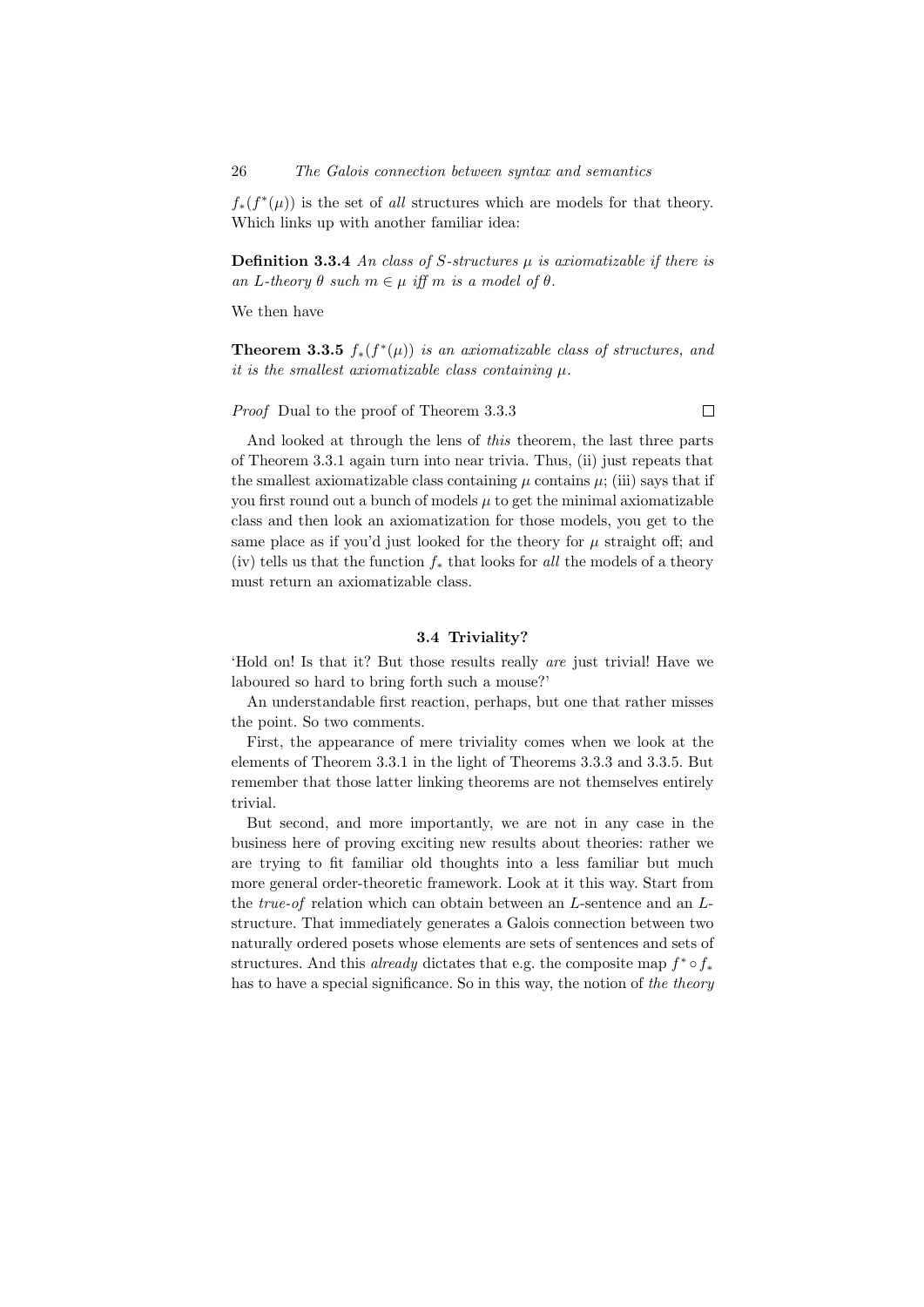$f_*(f^*(\mu))$ is the set of *all* structures which are models for that theory. Which links up with another familiar idea:

**Definition 3.3.4** *An class of S-structures $\mu$ is axiomatizable if there is an L-theory $\theta$ such $m \in \mu$ iff $m$ is a model of $\theta$.*

We then have

**Theorem 3.3.5** *$f_*(f^*(\mu))$ is an axiomatizable class of structures, and it is the smallest axiomatizable class containing $\mu$.*

*Proof* Dual to the proof of Theorem 3.3.3 □

And looked at through the lens of *this* theorem, the last three parts of Theorem 3.3.1 again turn into near trivia. Thus, (ii) just repeats that the smallest axiomatizable class containing $\mu$ contains $\mu$; (iii) says that if you first round out a bunch of models $\mu$ to get the minimal axiomatizable class and then look an axiomatization for those models, you get to the same place as if you'd just looked for the theory for $\mu$ straight off; and (iv) tells us that the function $f_*$ that looks for *all* the models of a theory must return an axiomatizable class.

### 3.4 Triviality?

'Hold on! Is that it? But those results really *are* just trivial! Have we laboured so hard to bring forth such a mouse?'

An understandable first reaction, perhaps, but one that rather misses the point. So two comments.

First, the appearance of mere triviality comes when we look at the elements of Theorem 3.3.1 in the light of Theorems 3.3.3 and 3.3.5. But remember that those latter linking theorems are not themselves entirely trivial.

But second, and more importantly, we are not in any case in the business here of proving exciting new results about theories: rather we are trying to fit familiar old thoughts into a less familiar but much more general order-theoretic framework. Look at it this way. Start from the *true-of* relation which can obtain between an $L$-sentence and an $L$-structure. That immediately generates a Galois connection between two naturally ordered posets whose elements are sets of sentences and sets of structures. And this *already* dictates that e.g. the composite map $f^* \circ f_*$ has to have a special significance. So in this way, the notion of *the theory*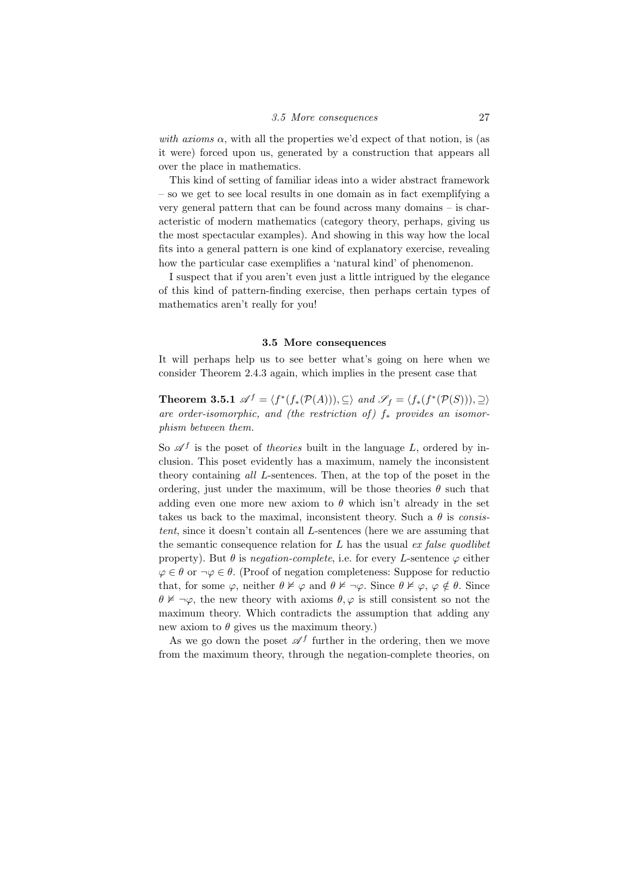*with axioms* $\alpha$, with all the properties we'd expect of that notion, is (as it were) forced upon us, generated by a construction that appears all over the place in mathematics.

This kind of setting of familiar ideas into a wider abstract framework – so we get to see local results in one domain as in fact exemplifying a very general pattern that can be found across many domains – is characteristic of modern mathematics (category theory, perhaps, giving us the most spectacular examples). And showing in this way how the local fits into a general pattern is one kind of explanatory exercise, revealing how the particular case exemplifies a 'natural kind' of phenomenon.

I suspect that if you aren't even just a little intrigued by the elegance of this kind of pattern-finding exercise, then perhaps certain types of mathematics aren't really for you!

### 3.5 More consequences

It will perhaps help us to see better what's going on here when we consider Theorem 2.4.3 again, which implies in the present case that

**Theorem 3.5.1** *$\mathscr{A}^f = \langle f^*(f_*(\mathcal{P}(A))), \subseteq\rangle$ and $\mathscr{S}_f = \langle f_*(f^*(\mathcal{P}(S))), \supseteq\rangle$ are order-isomorphic, and (the restriction of) $f_*$ provides an isomorphism between them.*

So $\mathscr{A}^f$ is the poset of *theories* built in the language $L$, ordered by inclusion. This poset evidently has a maximum, namely the inconsistent theory containing *all* $L$-sentences. Then, at the top of the poset in the ordering, just under the maximum, will be those theories $\theta$ such that adding even one more new axiom to $\theta$ which isn't already in the set takes us back to the maximal, inconsistent theory. Such a $\theta$ is *consistent*, since it doesn't contain all $L$-sentences (here we are assuming that the semantic consequence relation for $L$ has the usual *ex false quodlibet* property). But $\theta$ is *negation-complete*, i.e. for every $L$-sentence $\varphi$ either $\varphi \in \theta$ or $\neg\varphi \in \theta$. (Proof of negation completeness: Suppose for reductio that, for some $\varphi$, neither $\theta \nvDash \varphi$ and $\theta \nvDash \neg\varphi$. Since $\theta \nvDash \varphi$, $\varphi \notin \theta$. Since $\theta \nvDash \neg\varphi$, the new theory with axioms $\theta, \varphi$ is still consistent so not the maximum theory. Which contradicts the assumption that adding any new axiom to $\theta$ gives us the maximum theory.)

As we go down the poset $\mathscr{A}^f$ further in the ordering, then we move from the maximum theory, through the negation-complete theories, on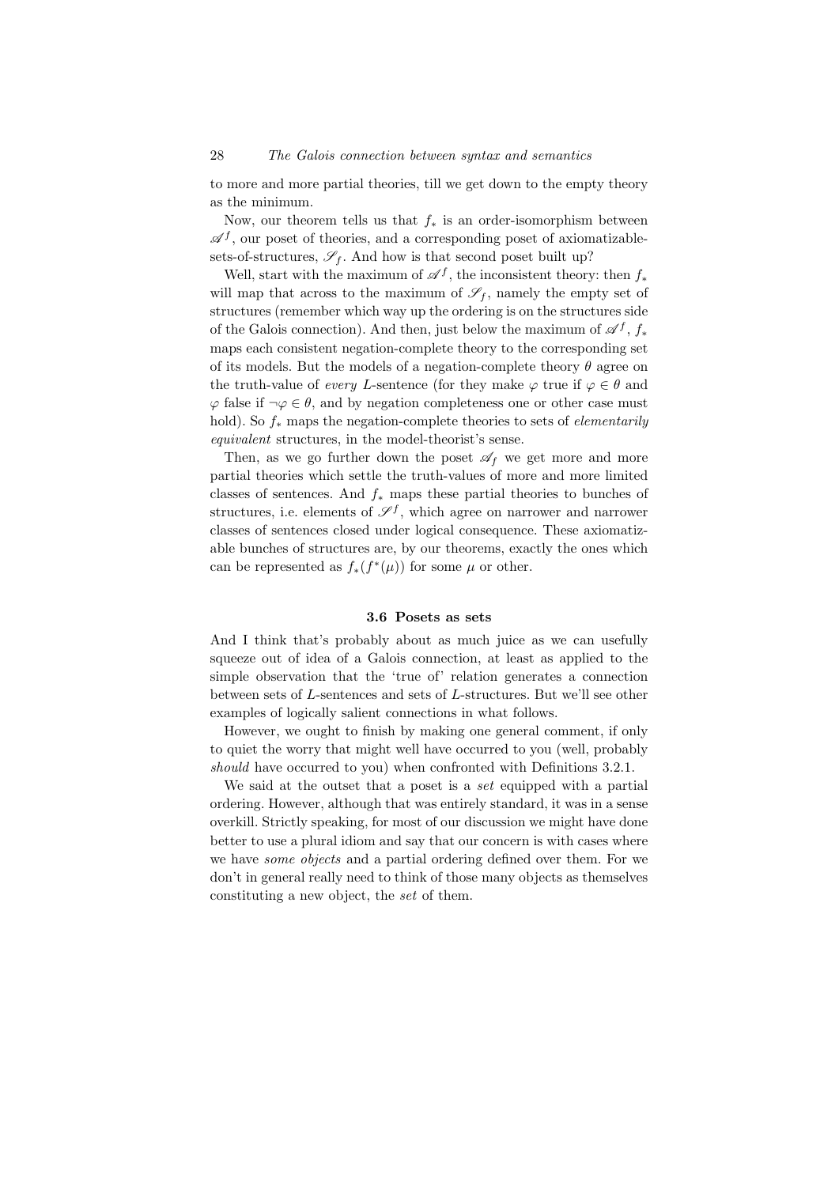to more and more partial theories, till we get down to the empty theory as the minimum.

Now, our theorem tells us that $f_*$ is an order-isomorphism between $\mathscr{A}^f$, our poset of theories, and a corresponding poset of axiomatizable-sets-of-structures, $\mathscr{S}_f$. And how is that second poset built up?

Well, start with the maximum of $\mathscr{A}^f$, the inconsistent theory: then $f_*$ will map that across to the maximum of $\mathscr{S}_f$, namely the empty set of structures (remember which way up the ordering is on the structures side of the Galois connection). And then, just below the maximum of $\mathscr{A}^f$, $f_*$ maps each consistent negation-complete theory to the corresponding set of its models. But the models of a negation-complete theory $\theta$ agree on the truth-value of *every* $L$-sentence (for they make $\varphi$ true if $\varphi \in \theta$ and $\varphi$ false if $\neg\varphi \in \theta$, and by negation completeness one or other case must hold). So $f_*$ maps the negation-complete theories to sets of *elementarily equivalent* structures, in the model-theorist's sense.

Then, as we go further down the poset $\mathscr{A}_f$ we get more and more partial theories which settle the truth-values of more and more limited classes of sentences. And $f_*$ maps these partial theories to bunches of structures, i.e. elements of $\mathscr{S}^f$, which agree on narrower and narrower classes of sentences closed under logical consequence. These axiomatizable bunches of structures are, by our theorems, exactly the ones which can be represented as $f_*(f^*(\mu))$ for some $\mu$ or other.

### 3.6 Posets as sets

And I think that's probably about as much juice as we can usefully squeeze out of idea of a Galois connection, at least as applied to the simple observation that the 'true of' relation generates a connection between sets of $L$-sentences and sets of $L$-structures. But we'll see other examples of logically salient connections in what follows.

However, we ought to finish by making one general comment, if only to quiet the worry that might well have occurred to you (well, probably *should* have occurred to you) when confronted with Definitions 3.2.1.

We said at the outset that a poset is a *set* equipped with a partial ordering. However, although that was entirely standard, it was in a sense overkill. Strictly speaking, for most of our discussion we might have done better to use a plural idiom and say that our concern is with cases where we have *some objects* and a partial ordering defined over them. For we don't in general really need to think of those many objects as themselves constituting a new object, the *set* of them.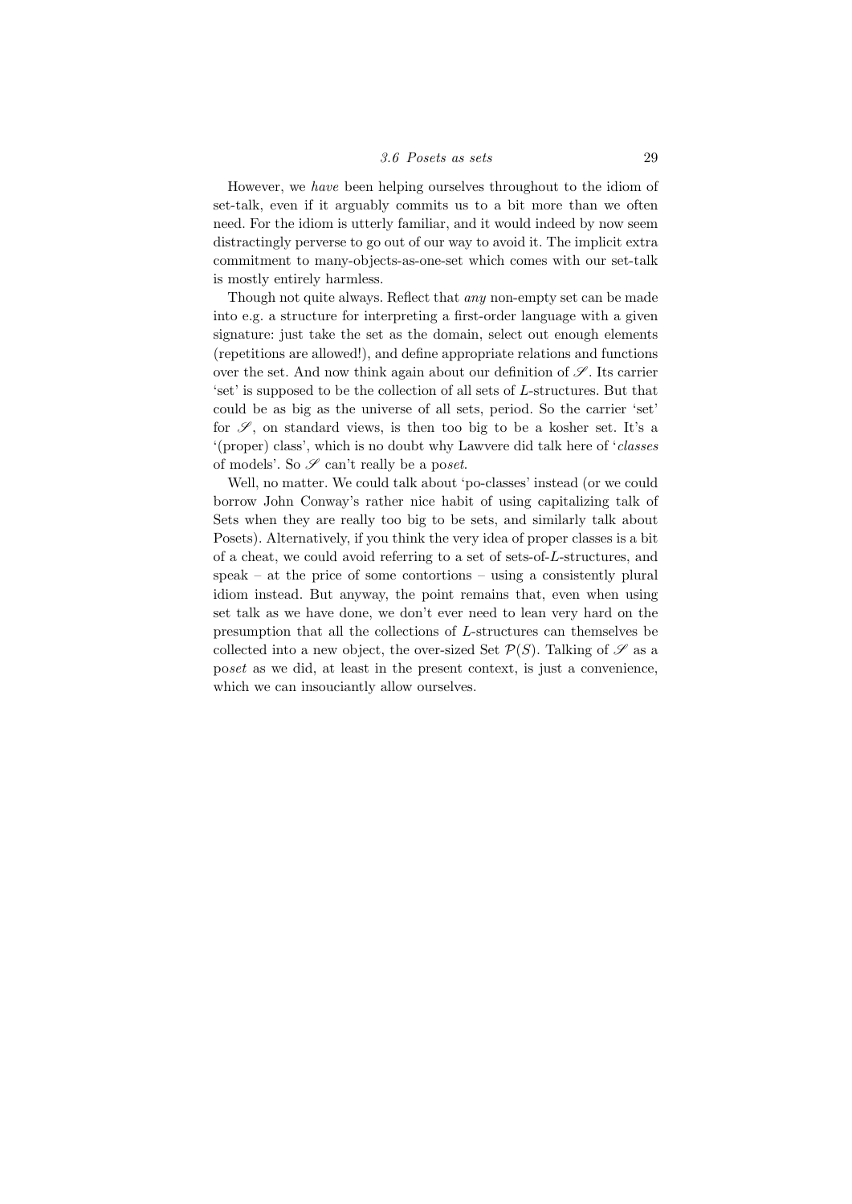However, we *have* been helping ourselves throughout to the idiom of set-talk, even if it arguably commits us to a bit more than we often need. For the idiom is utterly familiar, and it would indeed by now seem distractingly perverse to go out of our way to avoid it. The implicit extra commitment to many-objects-as-one-set which comes with our set-talk is mostly entirely harmless.

Though not quite always. Reflect that *any* non-empty set can be made into e.g. a structure for interpreting a first-order language with a given signature: just take the set as the domain, select out enough elements (repetitions are allowed!), and define appropriate relations and functions over the set. And now think again about our definition of $\mathscr{S}$. Its carrier 'set' is supposed to be the collection of all sets of $L$-structures. But that could be as big as the universe of all sets, period. So the carrier 'set' for $\mathscr{S}$, on standard views, is then too big to be a kosher set. It's a '(proper) class', which is no doubt why Lawvere did talk here of '*classes* of models'. So $\mathscr{S}$ can't really be a po*set*.

Well, no matter. We could talk about 'po-classes' instead (or we could borrow John Conway's rather nice habit of using capitalizing talk of Sets when they are really too big to be sets, and similarly talk about Posets). Alternatively, if you think the very idea of proper classes is a bit of a cheat, we could avoid referring to a set of sets-of-$L$-structures, and speak – at the price of some contortions – using a consistently plural idiom instead. But anyway, the point remains that, even when using set talk as we have done, we don't ever need to lean very hard on the presumption that all the collections of $L$-structures can themselves be collected into a new object, the over-sized Set $\mathcal{P}(S)$. Talking of $\mathscr{S}$ as a po*set* as we did, at least in the present context, is just a convenience, which we can insouciantly allow ourselves.